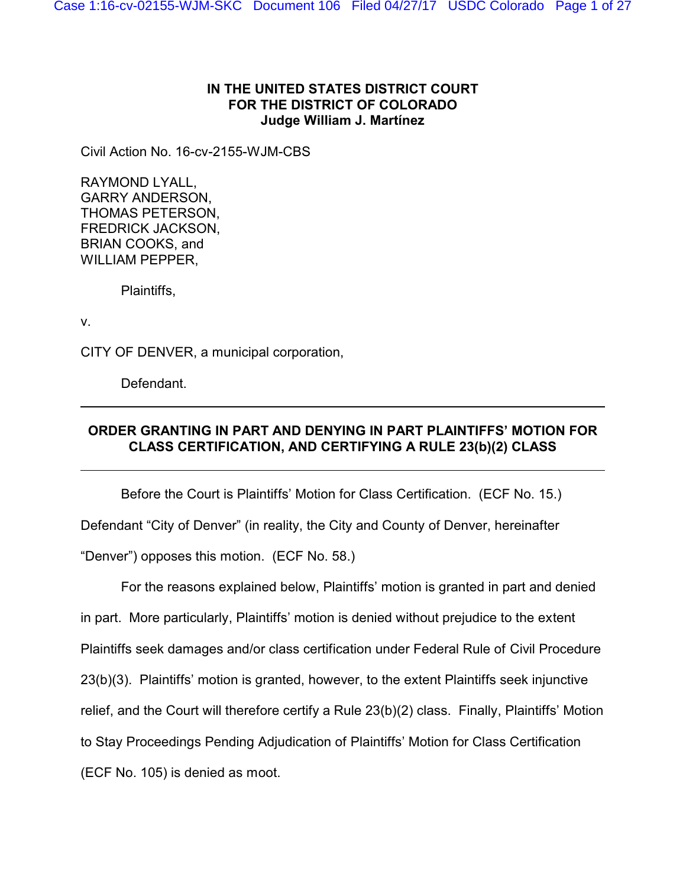**IN THE UNITED STATES DISTRICT COURT**
**FOR THE DISTRICT OF COLORADO**
**Judge William J. Martínez**

Civil Action No. 16-cv-2155-WJM-CBS

RAYMOND LYALL,
GARRY ANDERSON,
THOMAS PETERSON,
FREDRICK JACKSON,
BRIAN COOKS, and
WILLIAM PEPPER,

Plaintiffs,

v.

CITY OF DENVER, a municipal corporation,

Defendant.

---

**ORDER GRANTING IN PART AND DENYING IN PART PLAINTIFFS' MOTION FOR CLASS CERTIFICATION, AND CERTIFYING A RULE 23(b)(2) CLASS**

---

Before the Court is Plaintiffs' Motion for Class Certification. (ECF No. 15.) Defendant "City of Denver" (in reality, the City and County of Denver, hereinafter "Denver") opposes this motion. (ECF No. 58.)

For the reasons explained below, Plaintiffs' motion is granted in part and denied in part. More particularly, Plaintiffs' motion is denied without prejudice to the extent Plaintiffs seek damages and/or class certification under Federal Rule of Civil Procedure 23(b)(3). Plaintiffs' motion is granted, however, to the extent Plaintiffs seek injunctive relief, and the Court will therefore certify a Rule 23(b)(2) class. Finally, Plaintiffs' Motion to Stay Proceedings Pending Adjudication of Plaintiffs' Motion for Class Certification (ECF No. 105) is denied as moot.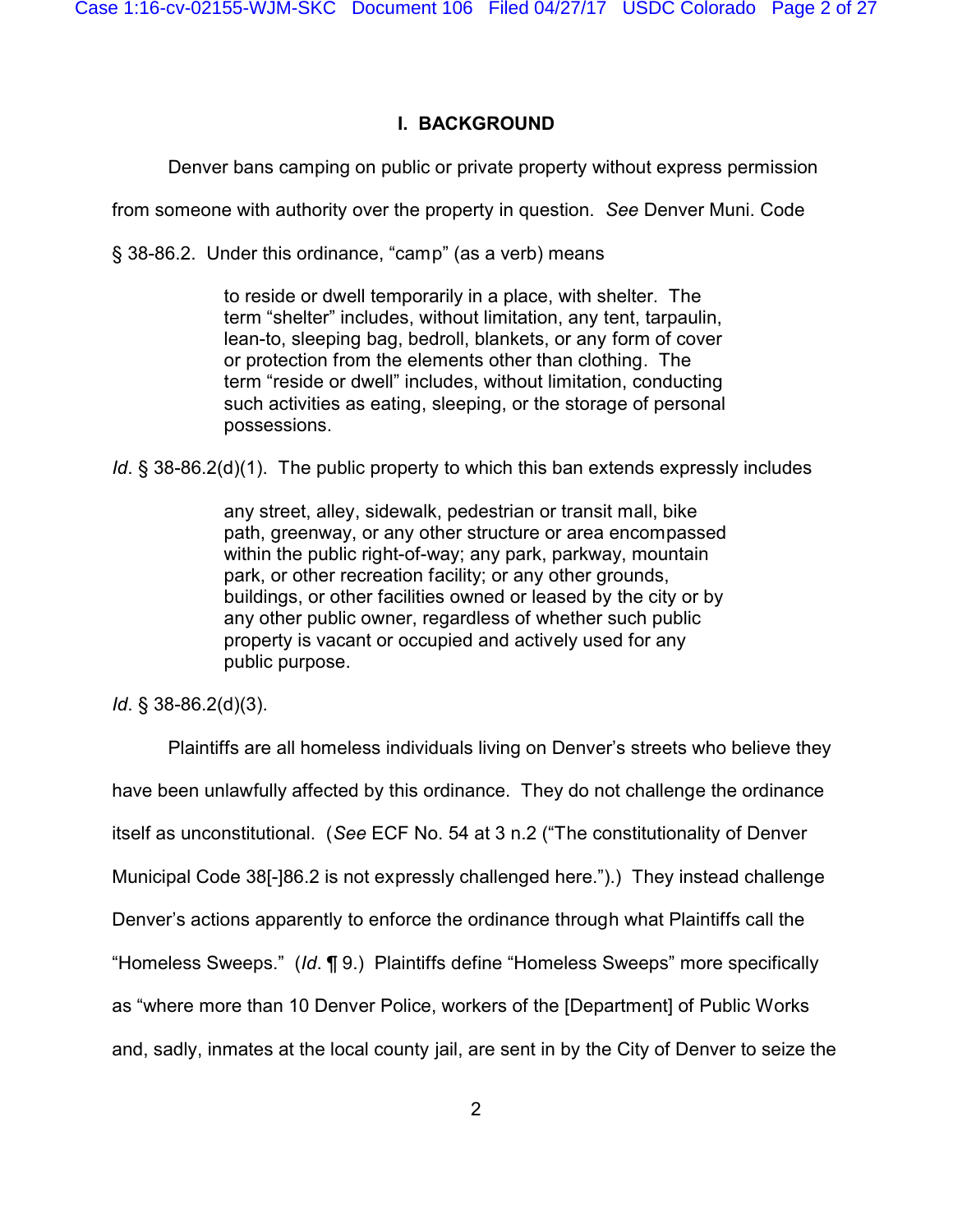# I. BACKGROUND

Denver bans camping on public or private property without express permission from someone with authority over the property in question. *See* Denver Muni. Code § 38-86.2. Under this ordinance, "camp" (as a verb) means

> to reside or dwell temporarily in a place, with shelter. The term "shelter" includes, without limitation, any tent, tarpaulin, lean-to, sleeping bag, bedroll, blankets, or any form of cover or protection from the elements other than clothing. The term "reside or dwell" includes, without limitation, conducting such activities as eating, sleeping, or the storage of personal possessions.

*Id*. § 38-86.2(d)(1). The public property to which this ban extends expressly includes

> any street, alley, sidewalk, pedestrian or transit mall, bike path, greenway, or any other structure or area encompassed within the public right-of-way; any park, parkway, mountain park, or other recreation facility; or any other grounds, buildings, or other facilities owned or leased by the city or by any other public owner, regardless of whether such public property is vacant or occupied and actively used for any public purpose.

*Id*. § 38-86.2(d)(3).

Plaintiffs are all homeless individuals living on Denver's streets who believe they have been unlawfully affected by this ordinance. They do not challenge the ordinance itself as unconstitutional. (*See* ECF No. 54 at 3 n.2 ("The constitutionality of Denver Municipal Code 38[-]86.2 is not expressly challenged here.").) They instead challenge Denver's actions apparently to enforce the ordinance through what Plaintiffs call the "Homeless Sweeps." (*Id*. ¶ 9.) Plaintiffs define "Homeless Sweeps" more specifically as "where more than 10 Denver Police, workers of the [Department] of Public Works and, sadly, inmates at the local county jail, are sent in by the City of Denver to seize the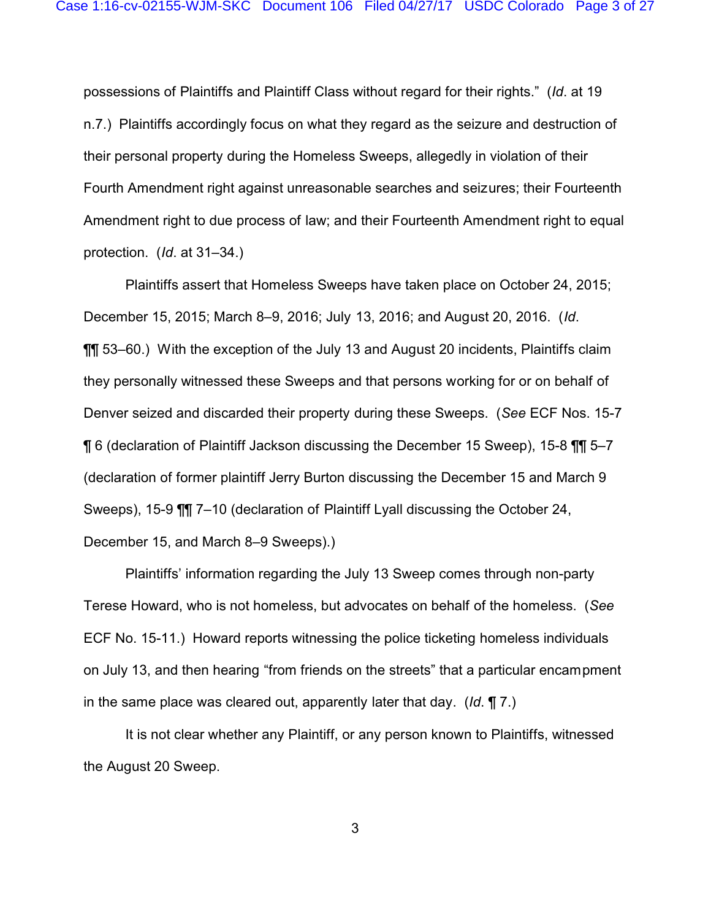possessions of Plaintiffs and Plaintiff Class without regard for their rights." (*Id*. at 19 n.7.) Plaintiffs accordingly focus on what they regard as the seizure and destruction of their personal property during the Homeless Sweeps, allegedly in violation of their Fourth Amendment right against unreasonable searches and seizures; their Fourteenth Amendment right to due process of law; and their Fourteenth Amendment right to equal protection. (*Id*. at 31–34.)

Plaintiffs assert that Homeless Sweeps have taken place on October 24, 2015; December 15, 2015; March 8–9, 2016; July 13, 2016; and August 20, 2016. (*Id*. ¶¶ 53–60.) With the exception of the July 13 and August 20 incidents, Plaintiffs claim they personally witnessed these Sweeps and that persons working for or on behalf of Denver seized and discarded their property during these Sweeps. (*See* ECF Nos. 15-7 ¶ 6 (declaration of Plaintiff Jackson discussing the December 15 Sweep), 15-8 ¶¶ 5–7 (declaration of former plaintiff Jerry Burton discussing the December 15 and March 9 Sweeps), 15-9 ¶¶ 7–10 (declaration of Plaintiff Lyall discussing the October 24, December 15, and March 8–9 Sweeps).)

Plaintiffs' information regarding the July 13 Sweep comes through non-party Terese Howard, who is not homeless, but advocates on behalf of the homeless. (*See* ECF No. 15-11.) Howard reports witnessing the police ticketing homeless individuals on July 13, and then hearing "from friends on the streets" that a particular encampment in the same place was cleared out, apparently later that day. (*Id*. ¶ 7.)

It is not clear whether any Plaintiff, or any person known to Plaintiffs, witnessed the August 20 Sweep.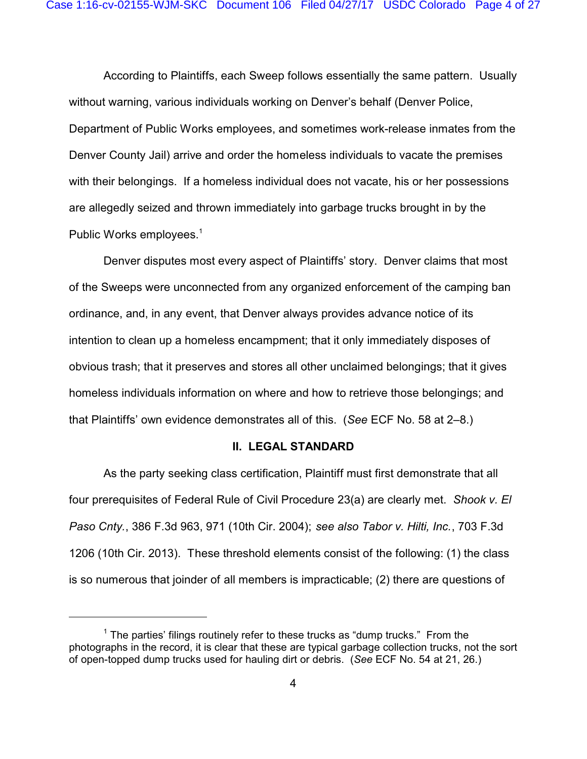According to Plaintiffs, each Sweep follows essentially the same pattern. Usually without warning, various individuals working on Denver's behalf (Denver Police, Department of Public Works employees, and sometimes work-release inmates from the Denver County Jail) arrive and order the homeless individuals to vacate the premises with their belongings. If a homeless individual does not vacate, his or her possessions are allegedly seized and thrown immediately into garbage trucks brought in by the Public Works employees.[1]

Denver disputes most every aspect of Plaintiffs' story. Denver claims that most of the Sweeps were unconnected from any organized enforcement of the camping ban ordinance, and, in any event, that Denver always provides advance notice of its intention to clean up a homeless encampment; that it only immediately disposes of obvious trash; that it preserves and stores all other unclaimed belongings; that it gives homeless individuals information on where and how to retrieve those belongings; and that Plaintiffs' own evidence demonstrates all of this. (*See* ECF No. 58 at 2–8.)

## II. LEGAL STANDARD

As the party seeking class certification, Plaintiff must first demonstrate that all four prerequisites of Federal Rule of Civil Procedure 23(a) are clearly met. *Shook v. El Paso Cnty.*, 386 F.3d 963, 971 (10th Cir. 2004); *see also Tabor v. Hilti, Inc.*, 703 F.3d 1206 (10th Cir. 2013). These threshold elements consist of the following: (1) the class is so numerous that joinder of all members is impracticable; (2) there are questions of

---

[1] The parties' filings routinely refer to these trucks as "dump trucks." From the photographs in the record, it is clear that these are typical garbage collection trucks, not the sort of open-topped dump trucks used for hauling dirt or debris. (*See* ECF No. 54 at 21, 26.)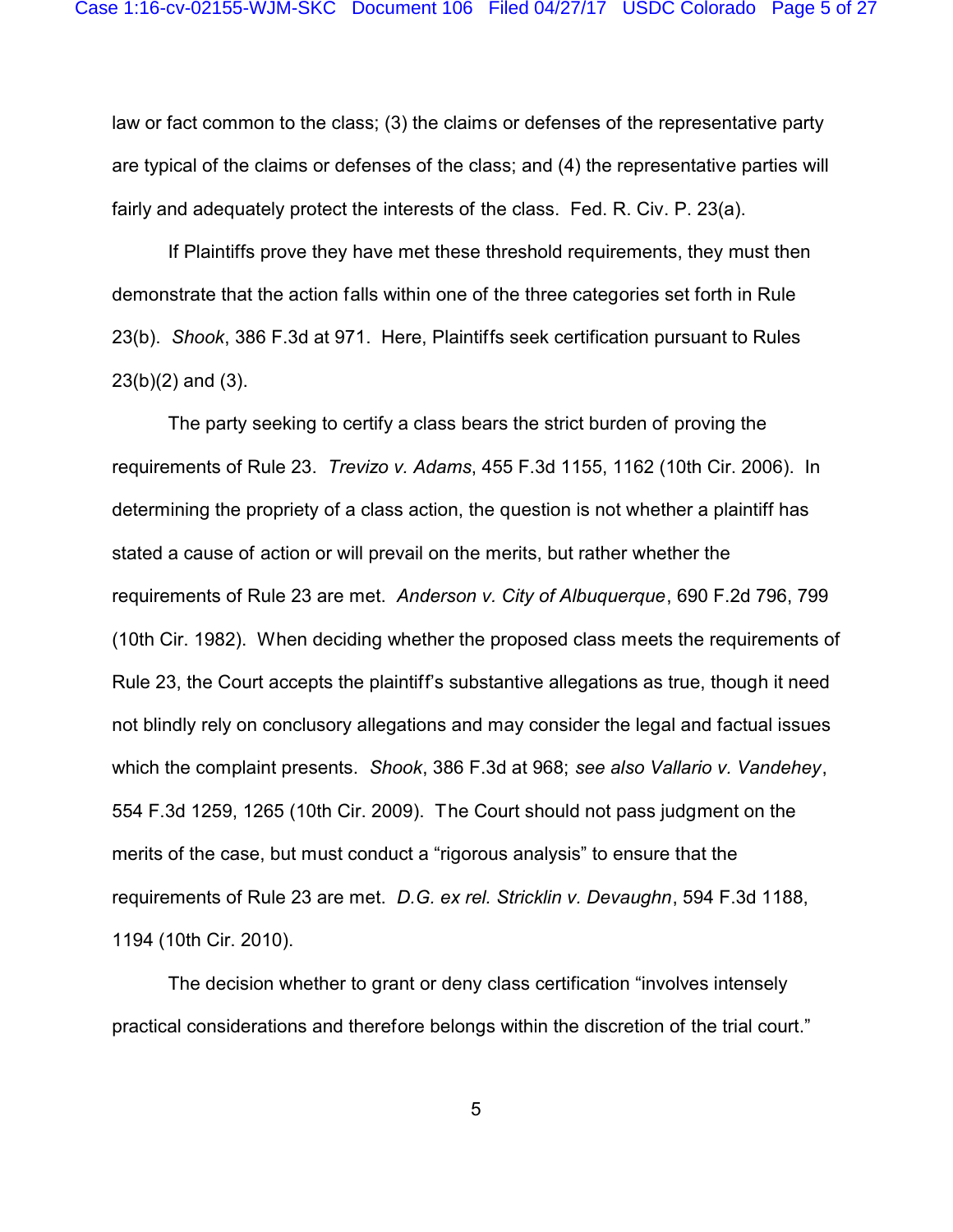law or fact common to the class; (3) the claims or defenses of the representative party are typical of the claims or defenses of the class; and (4) the representative parties will fairly and adequately protect the interests of the class. Fed. R. Civ. P. 23(a).

If Plaintiffs prove they have met these threshold requirements, they must then demonstrate that the action falls within one of the three categories set forth in Rule 23(b). *Shook*, 386 F.3d at 971. Here, Plaintiffs seek certification pursuant to Rules 23(b)(2) and (3).

The party seeking to certify a class bears the strict burden of proving the requirements of Rule 23. *Trevizo v. Adams*, 455 F.3d 1155, 1162 (10th Cir. 2006). In determining the propriety of a class action, the question is not whether a plaintiff has stated a cause of action or will prevail on the merits, but rather whether the requirements of Rule 23 are met. *Anderson v. City of Albuquerque*, 690 F.2d 796, 799 (10th Cir. 1982). When deciding whether the proposed class meets the requirements of Rule 23, the Court accepts the plaintiff's substantive allegations as true, though it need not blindly rely on conclusory allegations and may consider the legal and factual issues which the complaint presents. *Shook*, 386 F.3d at 968; *see also Vallario v. Vandehey*, 554 F.3d 1259, 1265 (10th Cir. 2009). The Court should not pass judgment on the merits of the case, but must conduct a "rigorous analysis" to ensure that the requirements of Rule 23 are met. *D.G. ex rel. Stricklin v. Devaughn*, 594 F.3d 1188, 1194 (10th Cir. 2010).

The decision whether to grant or deny class certification "involves intensely practical considerations and therefore belongs within the discretion of the trial court."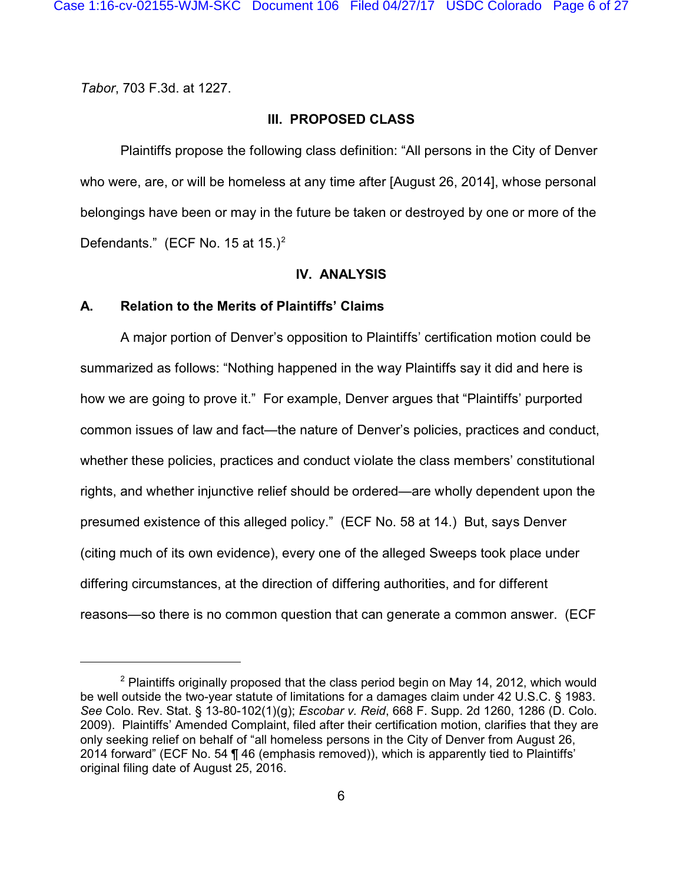*Tabor*, 703 F.3d. at 1227.

## III. PROPOSED CLASS

Plaintiffs propose the following class definition: "All persons in the City of Denver who were, are, or will be homeless at any time after [August 26, 2014], whose personal belongings have been or may in the future be taken or destroyed by one or more of the Defendants." (ECF No. 15 at 15.)[2]

## IV. ANALYSIS

### A. Relation to the Merits of Plaintiffs' Claims

A major portion of Denver's opposition to Plaintiffs' certification motion could be summarized as follows: "Nothing happened in the way Plaintiffs say it did and here is how we are going to prove it." For example, Denver argues that "Plaintiffs' purported common issues of law and fact—the nature of Denver's policies, practices and conduct, whether these policies, practices and conduct violate the class members' constitutional rights, and whether injunctive relief should be ordered—are wholly dependent upon the presumed existence of this alleged policy." (ECF No. 58 at 14.) But, says Denver (citing much of its own evidence), every one of the alleged Sweeps took place under differing circumstances, at the direction of differing authorities, and for different reasons—so there is no common question that can generate a common answer. (ECF

---

[2] Plaintiffs originally proposed that the class period begin on May 14, 2012, which would be well outside the two-year statute of limitations for a damages claim under 42 U.S.C. § 1983. *See* Colo. Rev. Stat. § 13-80-102(1)(g); *Escobar v. Reid*, 668 F. Supp. 2d 1260, 1286 (D. Colo. 2009). Plaintiffs' Amended Complaint, filed after their certification motion, clarifies that they are only seeking relief on behalf of "all homeless persons in the City of Denver from August 26, 2014 forward" (ECF No. 54 ¶ 46 (emphasis removed)), which is apparently tied to Plaintiffs' original filing date of August 25, 2016.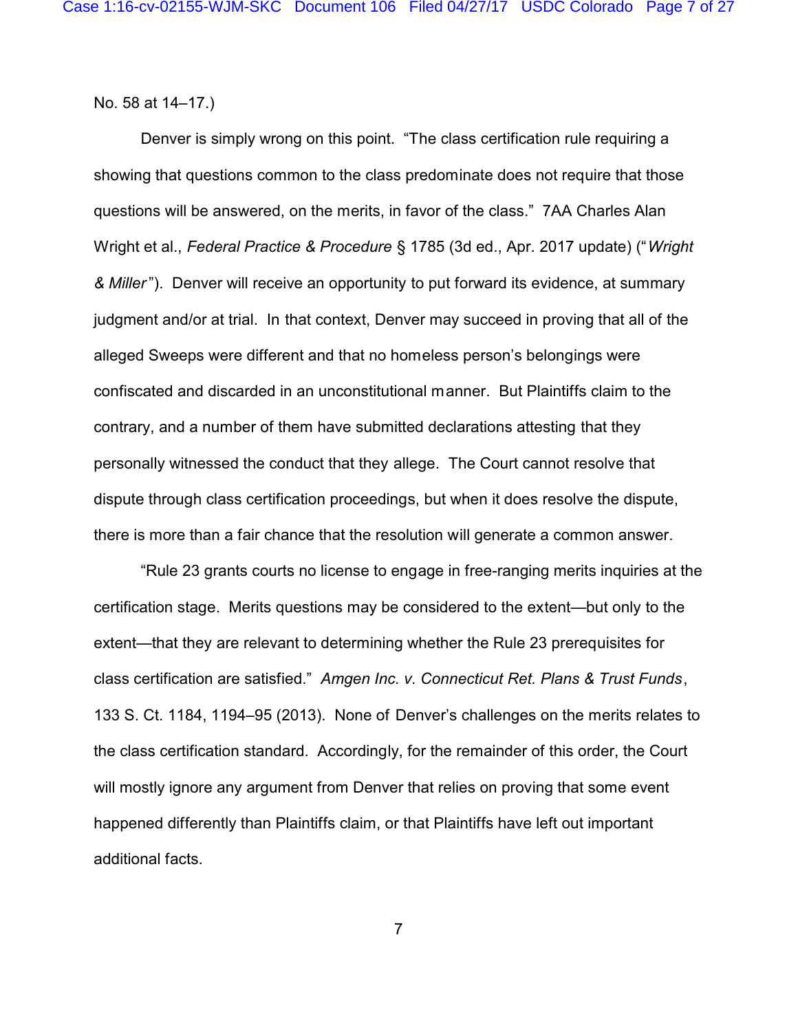No. 58 at 14–17.)

Denver is simply wrong on this point. "The class certification rule requiring a showing that questions common to the class predominate does not require that those questions will be answered, on the merits, in favor of the class." 7AA Charles Alan Wright et al., *Federal Practice & Procedure* § 1785 (3d ed., Apr. 2017 update) ("*Wright & Miller*"). Denver will receive an opportunity to put forward its evidence, at summary judgment and/or at trial. In that context, Denver may succeed in proving that all of the alleged Sweeps were different and that no homeless person's belongings were confiscated and discarded in an unconstitutional manner. But Plaintiffs claim to the contrary, and a number of them have submitted declarations attesting that they personally witnessed the conduct that they allege. The Court cannot resolve that dispute through class certification proceedings, but when it does resolve the dispute, there is more than a fair chance that the resolution will generate a common answer.

"Rule 23 grants courts no license to engage in free-ranging merits inquiries at the certification stage. Merits questions may be considered to the extent—but only to the extent—that they are relevant to determining whether the Rule 23 prerequisites for class certification are satisfied." *Amgen Inc. v. Connecticut Ret. Plans & Trust Funds*, 133 S. Ct. 1184, 1194–95 (2013). None of Denver's challenges on the merits relates to the class certification standard. Accordingly, for the remainder of this order, the Court will mostly ignore any argument from Denver that relies on proving that some event happened differently than Plaintiffs claim, or that Plaintiffs have left out important additional facts.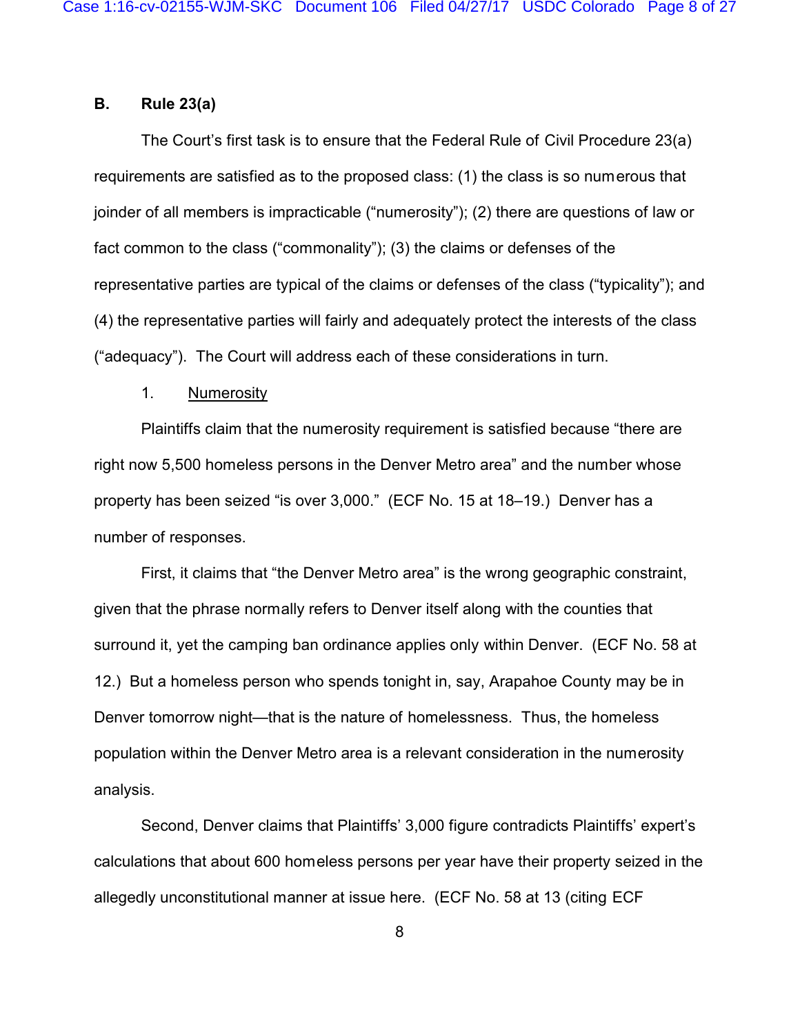### B. Rule 23(a)

The Court's first task is to ensure that the Federal Rule of Civil Procedure 23(a) requirements are satisfied as to the proposed class: (1) the class is so numerous that joinder of all members is impracticable ("numerosity"); (2) there are questions of law or fact common to the class ("commonality"); (3) the claims or defenses of the representative parties are typical of the claims or defenses of the class ("typicality"); and (4) the representative parties will fairly and adequately protect the interests of the class ("adequacy"). The Court will address each of these considerations in turn.

#### 1. Numerosity

Plaintiffs claim that the numerosity requirement is satisfied because "there are right now 5,500 homeless persons in the Denver Metro area" and the number whose property has been seized "is over 3,000." (ECF No. 15 at 18–19.) Denver has a number of responses.

First, it claims that "the Denver Metro area" is the wrong geographic constraint, given that the phrase normally refers to Denver itself along with the counties that surround it, yet the camping ban ordinance applies only within Denver. (ECF No. 58 at 12.) But a homeless person who spends tonight in, say, Arapahoe County may be in Denver tomorrow night—that is the nature of homelessness. Thus, the homeless population within the Denver Metro area is a relevant consideration in the numerosity analysis.

Second, Denver claims that Plaintiffs' 3,000 figure contradicts Plaintiffs' expert's calculations that about 600 homeless persons per year have their property seized in the allegedly unconstitutional manner at issue here. (ECF No. 58 at 13 (citing ECF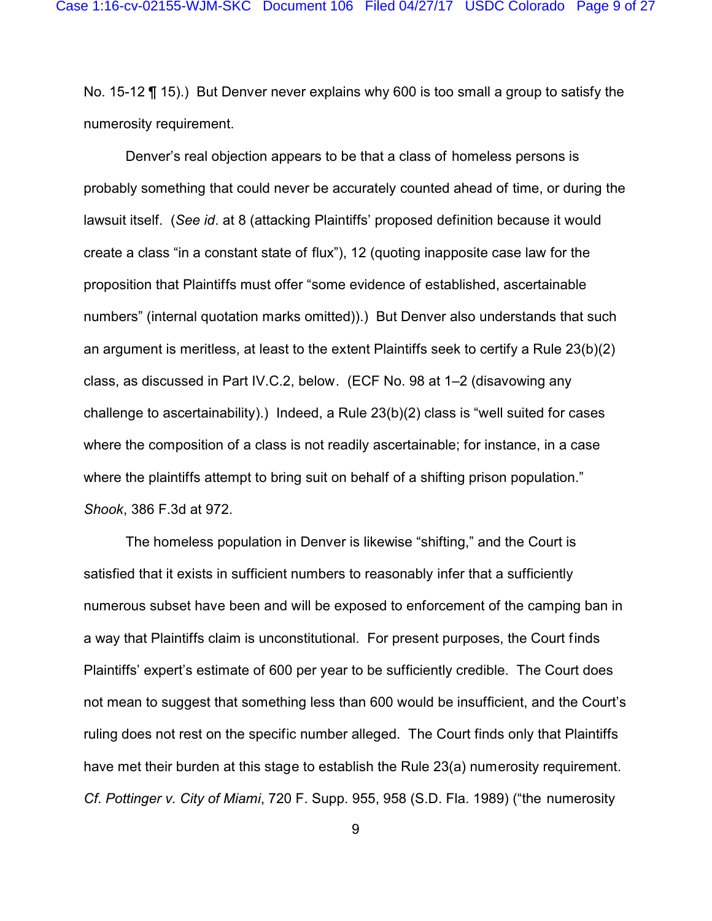No. 15-12 ¶ 15).) But Denver never explains why 600 is too small a group to satisfy the numerosity requirement.

Denver's real objection appears to be that a class of homeless persons is probably something that could never be accurately counted ahead of time, or during the lawsuit itself. (*See id*. at 8 (attacking Plaintiffs' proposed definition because it would create a class "in a constant state of flux"), 12 (quoting inapposite case law for the proposition that Plaintiffs must offer "some evidence of established, ascertainable numbers" (internal quotation marks omitted)).) But Denver also understands that such an argument is meritless, at least to the extent Plaintiffs seek to certify a Rule 23(b)(2) class, as discussed in Part IV.C.2, below. (ECF No. 98 at 1–2 (disavowing any challenge to ascertainability).) Indeed, a Rule 23(b)(2) class is "well suited for cases where the composition of a class is not readily ascertainable; for instance, in a case where the plaintiffs attempt to bring suit on behalf of a shifting prison population." *Shook*, 386 F.3d at 972.

The homeless population in Denver is likewise "shifting," and the Court is satisfied that it exists in sufficient numbers to reasonably infer that a sufficiently numerous subset have been and will be exposed to enforcement of the camping ban in a way that Plaintiffs claim is unconstitutional. For present purposes, the Court finds Plaintiffs' expert's estimate of 600 per year to be sufficiently credible. The Court does not mean to suggest that something less than 600 would be insufficient, and the Court's ruling does not rest on the specific number alleged. The Court finds only that Plaintiffs have met their burden at this stage to establish the Rule 23(a) numerosity requirement. *Cf. Pottinger v. City of Miami*, 720 F. Supp. 955, 958 (S.D. Fla. 1989) ("the numerosity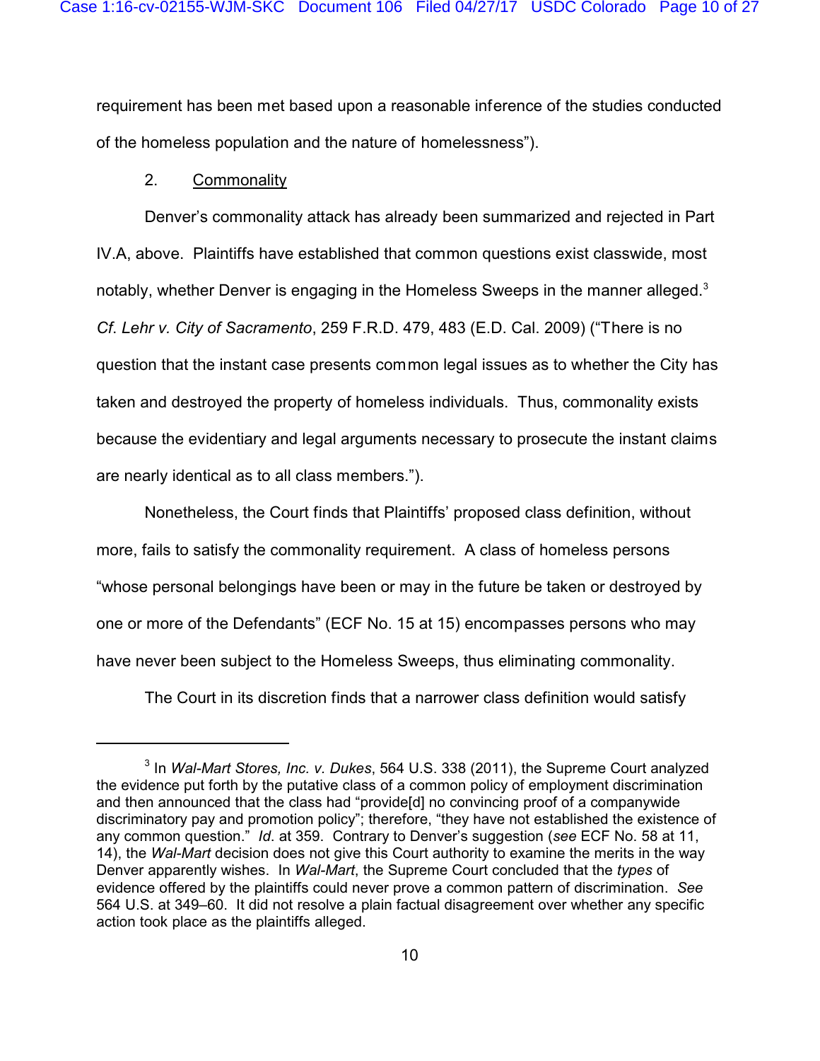requirement has been met based upon a reasonable inference of the studies conducted of the homeless population and the nature of homelessness").

2. Commonality

Denver's commonality attack has already been summarized and rejected in Part IV.A, above. Plaintiffs have established that common questions exist classwide, most notably, whether Denver is engaging in the Homeless Sweeps in the manner alleged.[3] *Cf. Lehr v. City of Sacramento*, 259 F.R.D. 479, 483 (E.D. Cal. 2009) ("There is no question that the instant case presents common legal issues as to whether the City has taken and destroyed the property of homeless individuals. Thus, commonality exists because the evidentiary and legal arguments necessary to prosecute the instant claims are nearly identical as to all class members.").

Nonetheless, the Court finds that Plaintiffs' proposed class definition, without more, fails to satisfy the commonality requirement. A class of homeless persons "whose personal belongings have been or may in the future be taken or destroyed by one or more of the Defendants" (ECF No. 15 at 15) encompasses persons who may have never been subject to the Homeless Sweeps, thus eliminating commonality.

The Court in its discretion finds that a narrower class definition would satisfy

---

[3] In *Wal-Mart Stores, Inc. v. Dukes*, 564 U.S. 338 (2011), the Supreme Court analyzed the evidence put forth by the putative class of a common policy of employment discrimination and then announced that the class had "provide[d] no convincing proof of a companywide discriminatory pay and promotion policy"; therefore, "they have not established the existence of any common question." *Id*. at 359. Contrary to Denver's suggestion (*see* ECF No. 58 at 11, 14), the *Wal-Mart* decision does not give this Court authority to examine the merits in the way Denver apparently wishes. In *Wal-Mart*, the Supreme Court concluded that the *types* of evidence offered by the plaintiffs could never prove a common pattern of discrimination. *See* 564 U.S. at 349–60. It did not resolve a plain factual disagreement over whether any specific action took place as the plaintiffs alleged.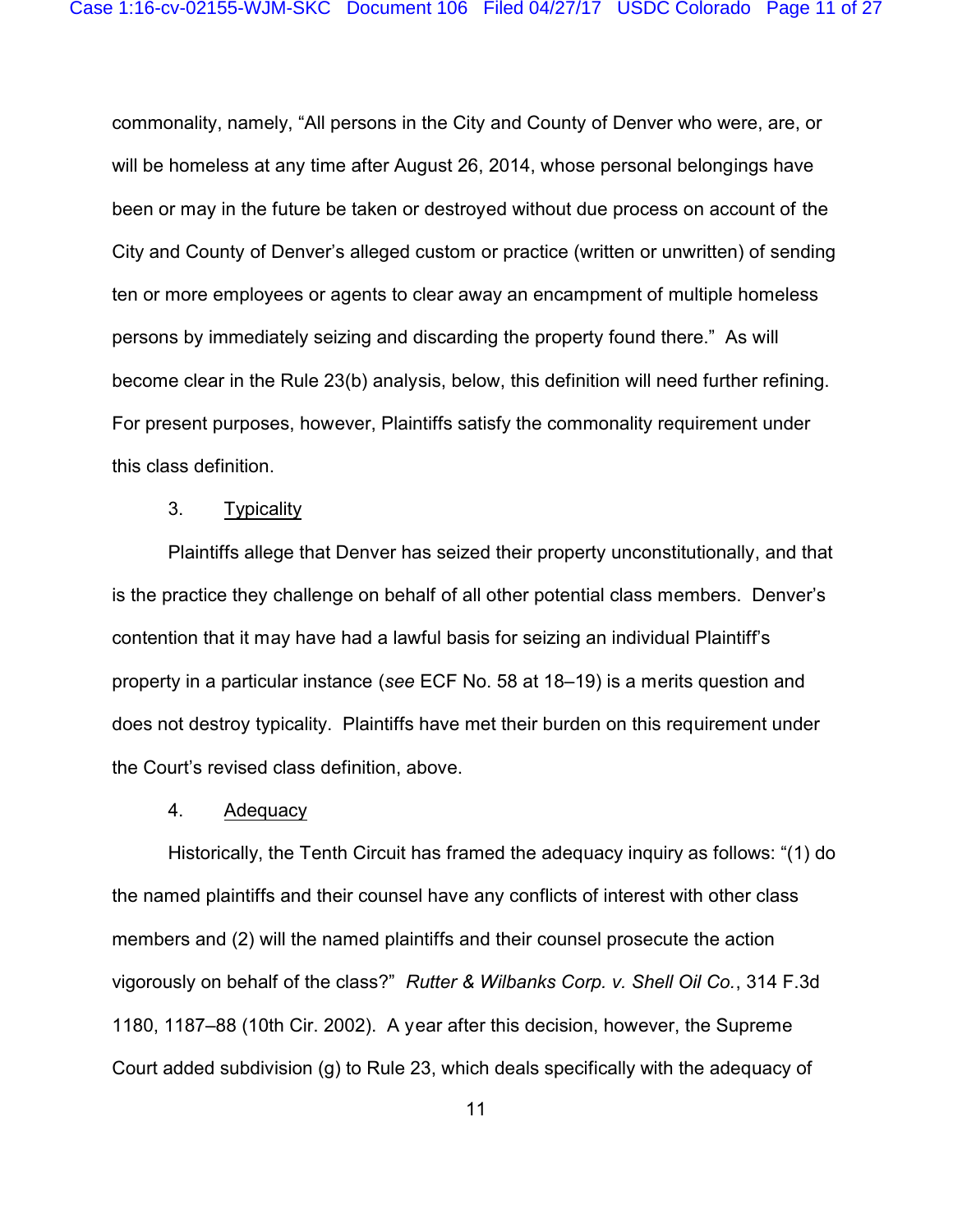commonality, namely, "All persons in the City and County of Denver who were, are, or will be homeless at any time after August 26, 2014, whose personal belongings have been or may in the future be taken or destroyed without due process on account of the City and County of Denver's alleged custom or practice (written or unwritten) of sending ten or more employees or agents to clear away an encampment of multiple homeless persons by immediately seizing and discarding the property found there." As will become clear in the Rule 23(b) analysis, below, this definition will need further refining. For present purposes, however, Plaintiffs satisfy the commonality requirement under this class definition.

3. Typicality

Plaintiffs allege that Denver has seized their property unconstitutionally, and that is the practice they challenge on behalf of all other potential class members. Denver's contention that it may have had a lawful basis for seizing an individual Plaintiff's property in a particular instance (*see* ECF No. 58 at 18–19) is a merits question and does not destroy typicality. Plaintiffs have met their burden on this requirement under the Court's revised class definition, above.

4. Adequacy

Historically, the Tenth Circuit has framed the adequacy inquiry as follows: "(1) do the named plaintiffs and their counsel have any conflicts of interest with other class members and (2) will the named plaintiffs and their counsel prosecute the action vigorously on behalf of the class?" *Rutter & Wilbanks Corp. v. Shell Oil Co.*, 314 F.3d 1180, 1187–88 (10th Cir. 2002). A year after this decision, however, the Supreme Court added subdivision (g) to Rule 23, which deals specifically with the adequacy of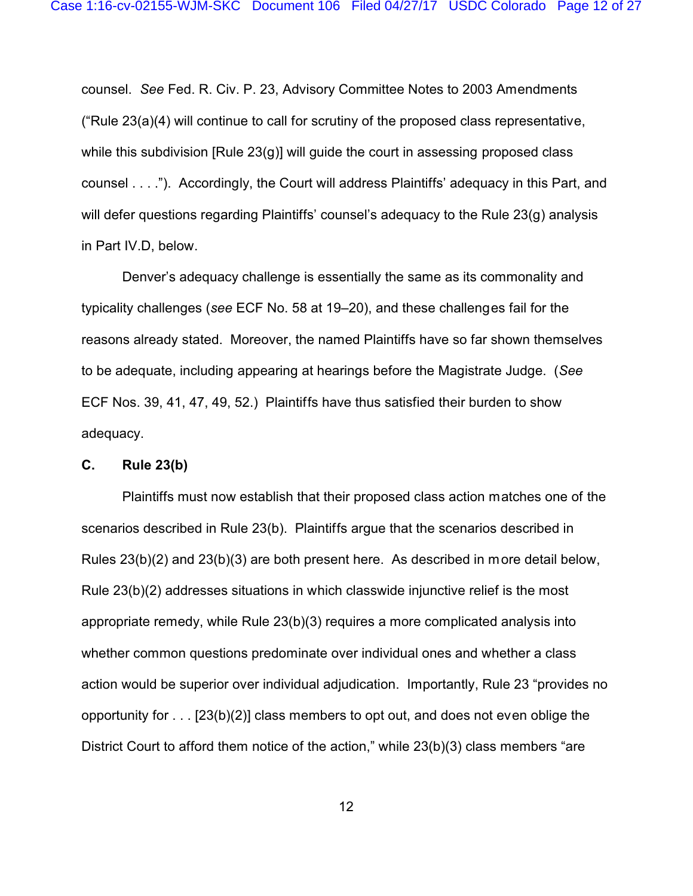counsel. *See* Fed. R. Civ. P. 23, Advisory Committee Notes to 2003 Amendments ("Rule 23(a)(4) will continue to call for scrutiny of the proposed class representative, while this subdivision [Rule 23(g)] will guide the court in assessing proposed class counsel . . . ."). Accordingly, the Court will address Plaintiffs' adequacy in this Part, and will defer questions regarding Plaintiffs' counsel's adequacy to the Rule 23(g) analysis in Part IV.D, below.

Denver's adequacy challenge is essentially the same as its commonality and typicality challenges (*see* ECF No. 58 at 19–20), and these challenges fail for the reasons already stated. Moreover, the named Plaintiffs have so far shown themselves to be adequate, including appearing at hearings before the Magistrate Judge. (*See* ECF Nos. 39, 41, 47, 49, 52.) Plaintiffs have thus satisfied their burden to show adequacy.

### C. Rule 23(b)

Plaintiffs must now establish that their proposed class action matches one of the scenarios described in Rule 23(b). Plaintiffs argue that the scenarios described in Rules 23(b)(2) and 23(b)(3) are both present here. As described in more detail below, Rule 23(b)(2) addresses situations in which classwide injunctive relief is the most appropriate remedy, while Rule 23(b)(3) requires a more complicated analysis into whether common questions predominate over individual ones and whether a class action would be superior over individual adjudication. Importantly, Rule 23 "provides no opportunity for . . . [23(b)(2)] class members to opt out, and does not even oblige the District Court to afford them notice of the action," while 23(b)(3) class members "are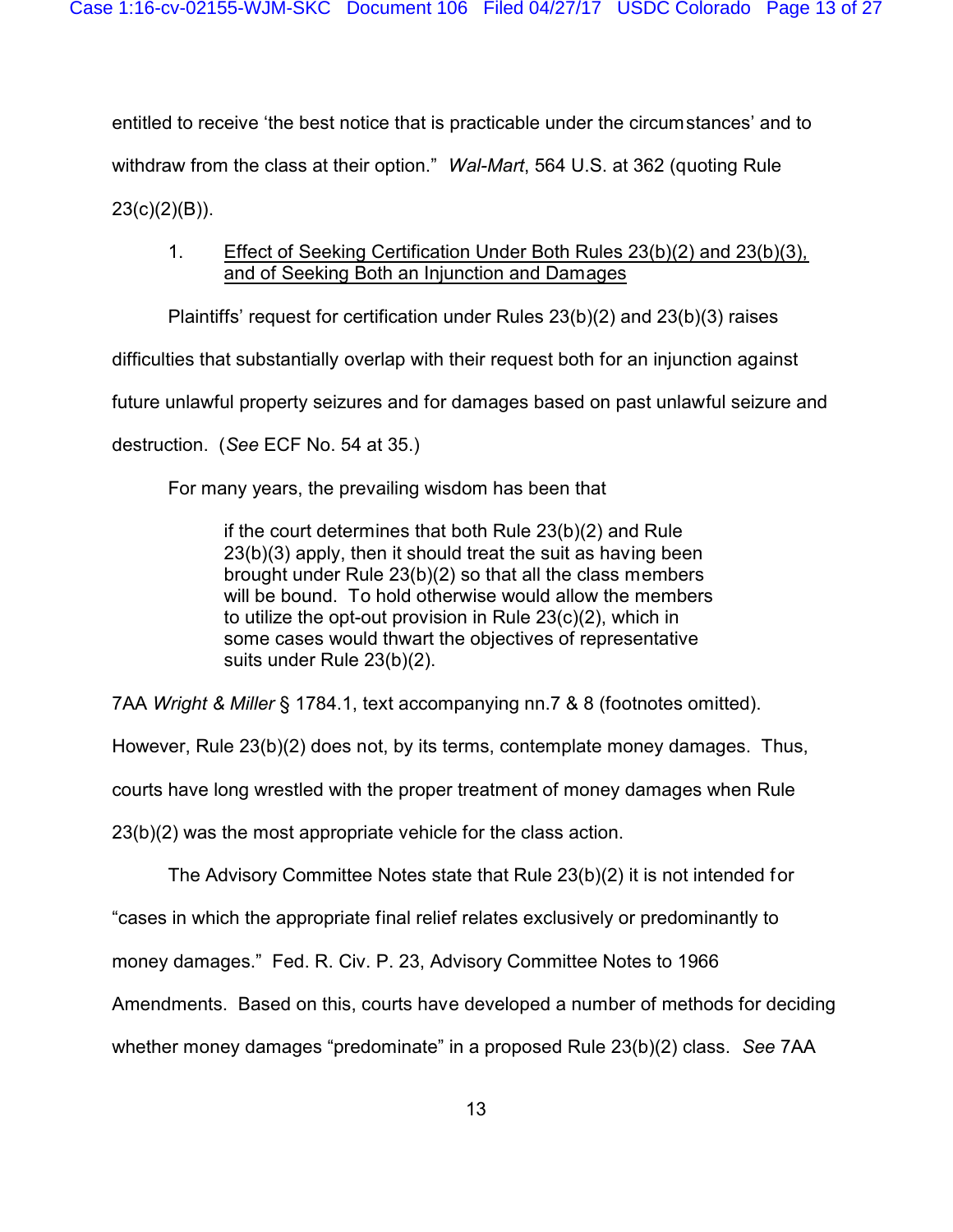entitled to receive 'the best notice that is practicable under the circumstances' and to withdraw from the class at their option." *Wal-Mart*, 564 U.S. at 362 (quoting Rule 23(c)(2)(B)).

1. <u>Effect of Seeking Certification Under Both Rules 23(b)(2) and 23(b)(3), and of Seeking Both an Injunction and Damages</u>

Plaintiffs' request for certification under Rules 23(b)(2) and 23(b)(3) raises difficulties that substantially overlap with their request both for an injunction against future unlawful property seizures and for damages based on past unlawful seizure and destruction. (*See* ECF No. 54 at 35.)

For many years, the prevailing wisdom has been that

> if the court determines that both Rule 23(b)(2) and Rule 23(b)(3) apply, then it should treat the suit as having been brought under Rule 23(b)(2) so that all the class members will be bound. To hold otherwise would allow the members to utilize the opt-out provision in Rule 23(c)(2), which in some cases would thwart the objectives of representative suits under Rule 23(b)(2).

7AA *Wright & Miller* § 1784.1, text accompanying nn.7 & 8 (footnotes omitted). However, Rule 23(b)(2) does not, by its terms, contemplate money damages. Thus, courts have long wrestled with the proper treatment of money damages when Rule 23(b)(2) was the most appropriate vehicle for the class action.

The Advisory Committee Notes state that Rule 23(b)(2) it is not intended for "cases in which the appropriate final relief relates exclusively or predominantly to money damages." Fed. R. Civ. P. 23, Advisory Committee Notes to 1966 Amendments. Based on this, courts have developed a number of methods for deciding whether money damages "predominate" in a proposed Rule 23(b)(2) class. *See* 7AA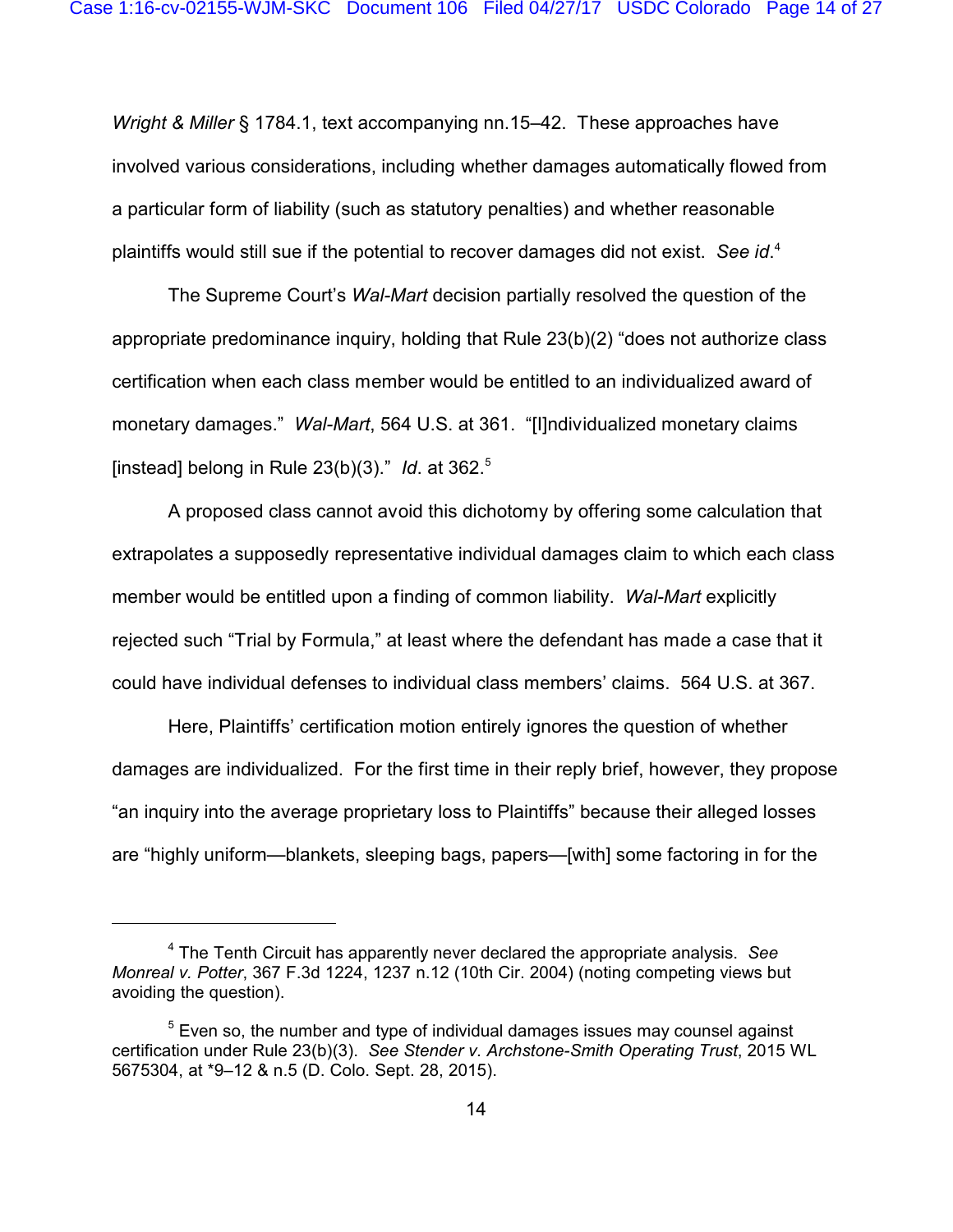*Wright & Miller* § 1784.1, text accompanying nn.15–42. These approaches have involved various considerations, including whether damages automatically flowed from a particular form of liability (such as statutory penalties) and whether reasonable plaintiffs would still sue if the potential to recover damages did not exist. *See id*.[4]

The Supreme Court's *Wal-Mart* decision partially resolved the question of the appropriate predominance inquiry, holding that Rule 23(b)(2) "does not authorize class certification when each class member would be entitled to an individualized award of monetary damages." *Wal-Mart*, 564 U.S. at 361. "[I]ndividualized monetary claims [instead] belong in Rule 23(b)(3)." *Id*. at 362.[5]

A proposed class cannot avoid this dichotomy by offering some calculation that extrapolates a supposedly representative individual damages claim to which each class member would be entitled upon a finding of common liability. *Wal-Mart* explicitly rejected such "Trial by Formula," at least where the defendant has made a case that it could have individual defenses to individual class members' claims. 564 U.S. at 367.

Here, Plaintiffs' certification motion entirely ignores the question of whether damages are individualized. For the first time in their reply brief, however, they propose "an inquiry into the average proprietary loss to Plaintiffs" because their alleged losses are "highly uniform—blankets, sleeping bags, papers—[with] some factoring in for the

---

[4] The Tenth Circuit has apparently never declared the appropriate analysis. *See Monreal v. Potter*, 367 F.3d 1224, 1237 n.12 (10th Cir. 2004) (noting competing views but avoiding the question).

[5] Even so, the number and type of individual damages issues may counsel against certification under Rule 23(b)(3). *See Stender v. Archstone-Smith Operating Trust*, 2015 WL 5675304, at *9–12 & n.5 (D. Colo. Sept. 28, 2015).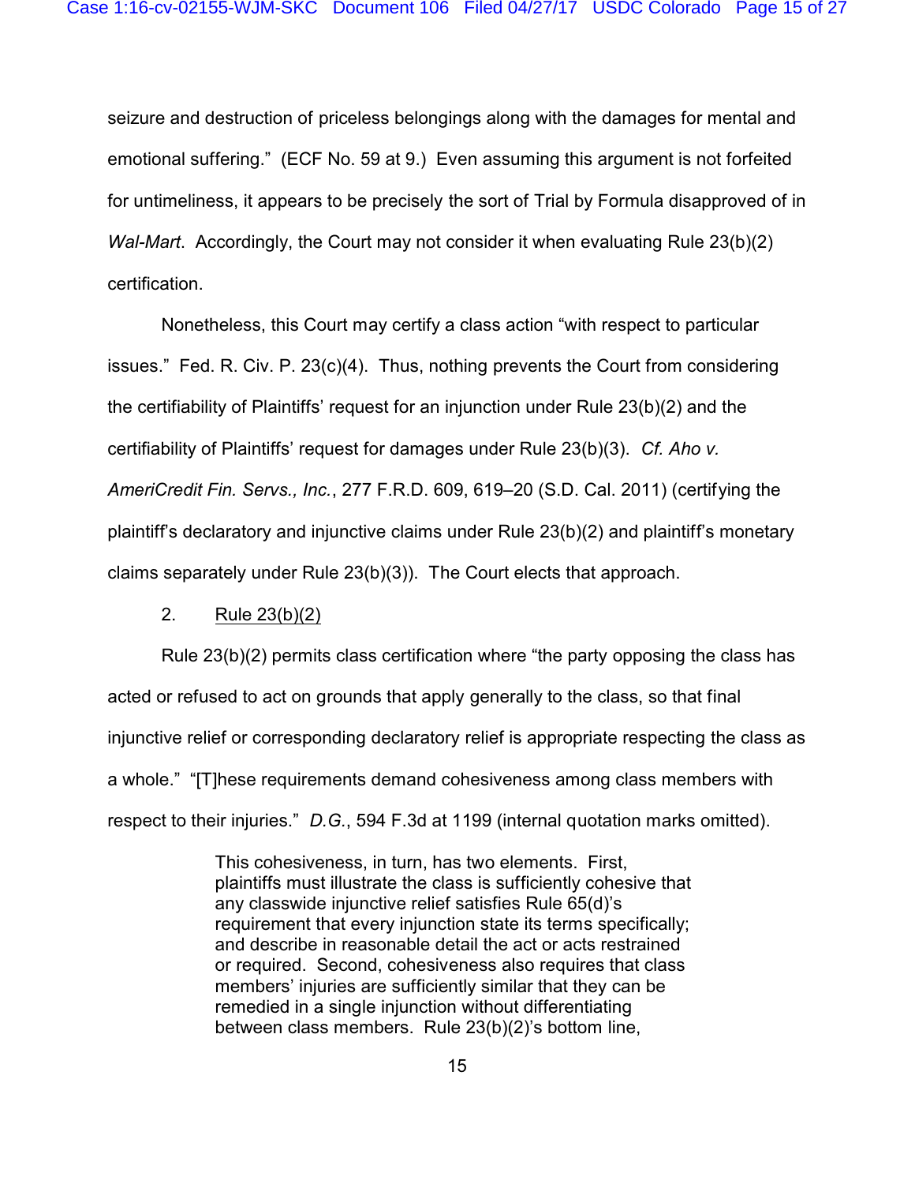seizure and destruction of priceless belongings along with the damages for mental and emotional suffering." (ECF No. 59 at 9.) Even assuming this argument is not forfeited for untimeliness, it appears to be precisely the sort of Trial by Formula disapproved of in *Wal-Mart*. Accordingly, the Court may not consider it when evaluating Rule 23(b)(2) certification.

Nonetheless, this Court may certify a class action "with respect to particular issues." Fed. R. Civ. P. 23(c)(4). Thus, nothing prevents the Court from considering the certifiability of Plaintiffs' request for an injunction under Rule 23(b)(2) and the certifiability of Plaintiffs' request for damages under Rule 23(b)(3). *Cf. Aho v. AmeriCredit Fin. Servs., Inc.*, 277 F.R.D. 609, 619–20 (S.D. Cal. 2011) (certifying the plaintiff's declaratory and injunctive claims under Rule 23(b)(2) and plaintiff's monetary claims separately under Rule 23(b)(3)). The Court elects that approach.

2. Rule 23(b)(2)

Rule 23(b)(2) permits class certification where "the party opposing the class has acted or refused to act on grounds that apply generally to the class, so that final injunctive relief or corresponding declaratory relief is appropriate respecting the class as a whole." "[T]hese requirements demand cohesiveness among class members with respect to their injuries." *D.G.*, 594 F.3d at 1199 (internal quotation marks omitted).

> This cohesiveness, in turn, has two elements. First, plaintiffs must illustrate the class is sufficiently cohesive that any classwide injunctive relief satisfies Rule 65(d)'s requirement that every injunction state its terms specifically; and describe in reasonable detail the act or acts restrained or required. Second, cohesiveness also requires that class members' injuries are sufficiently similar that they can be remedied in a single injunction without differentiating between class members. Rule 23(b)(2)'s bottom line,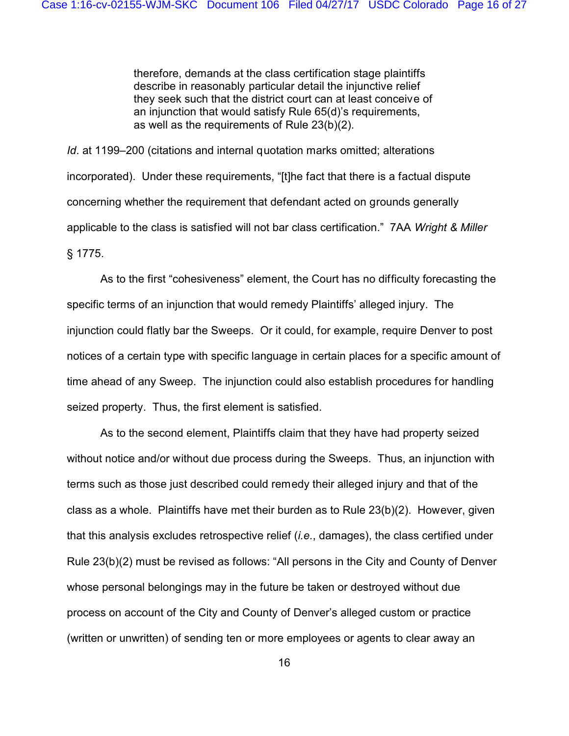> therefore, demands at the class certification stage plaintiffs describe in reasonably particular detail the injunctive relief they seek such that the district court can at least conceive of an injunction that would satisfy Rule 65(d)'s requirements, as well as the requirements of Rule 23(b)(2).

*Id*. at 1199–200 (citations and internal quotation marks omitted; alterations incorporated). Under these requirements, "[t]he fact that there is a factual dispute concerning whether the requirement that defendant acted on grounds generally applicable to the class is satisfied will not bar class certification." 7AA *Wright & Miller* § 1775.

As to the first "cohesiveness" element, the Court has no difficulty forecasting the specific terms of an injunction that would remedy Plaintiffs' alleged injury. The injunction could flatly bar the Sweeps. Or it could, for example, require Denver to post notices of a certain type with specific language in certain places for a specific amount of time ahead of any Sweep. The injunction could also establish procedures for handling seized property. Thus, the first element is satisfied.

As to the second element, Plaintiffs claim that they have had property seized without notice and/or without due process during the Sweeps. Thus, an injunction with terms such as those just described could remedy their alleged injury and that of the class as a whole. Plaintiffs have met their burden as to Rule 23(b)(2). However, given that this analysis excludes retrospective relief (*i.e.*, damages), the class certified under Rule 23(b)(2) must be revised as follows: "All persons in the City and County of Denver whose personal belongings may in the future be taken or destroyed without due process on account of the City and County of Denver's alleged custom or practice (written or unwritten) of sending ten or more employees or agents to clear away an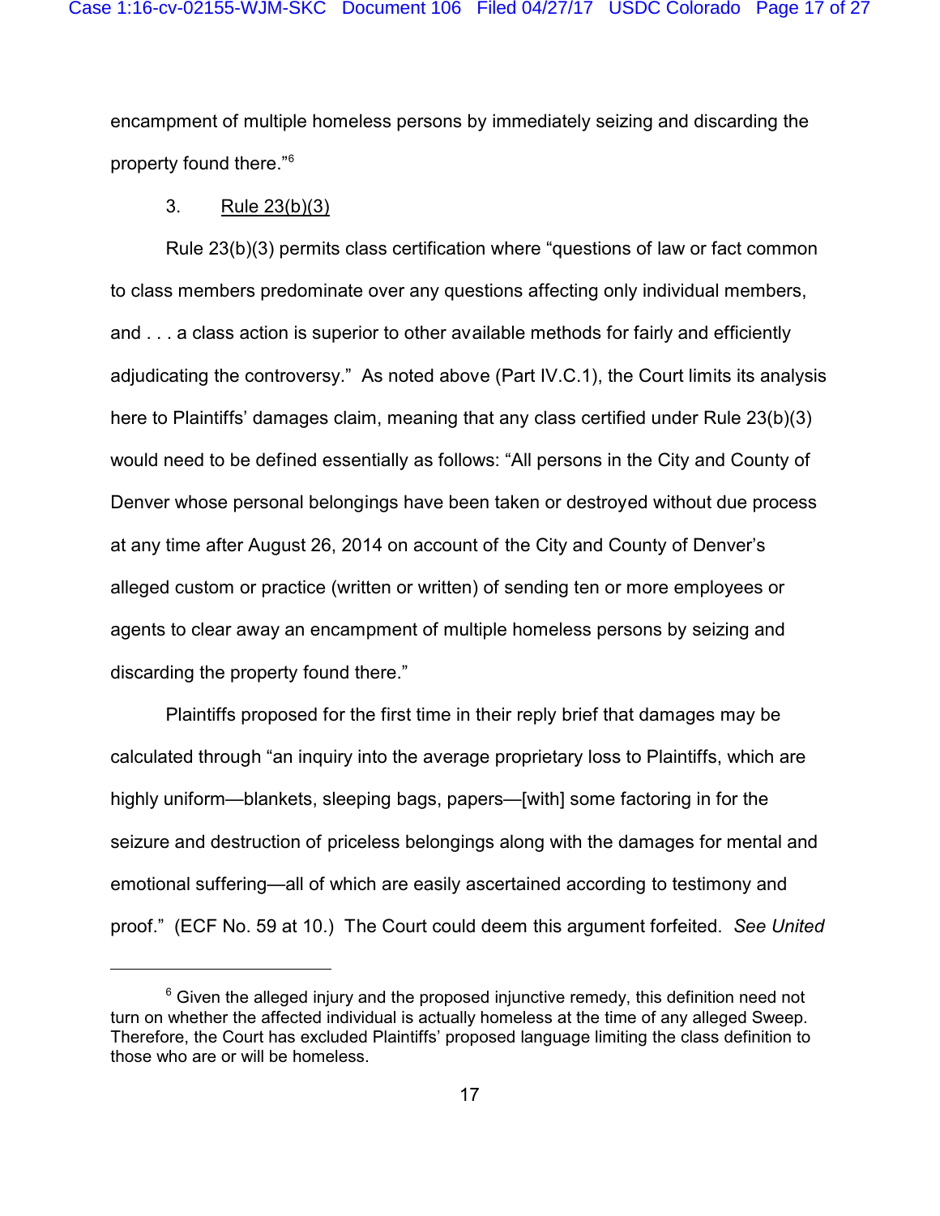encampment of multiple homeless persons by immediately seizing and discarding the property found there."[6]

3. <u>Rule 23(b)(3)</u>

Rule 23(b)(3) permits class certification where "questions of law or fact common to class members predominate over any questions affecting only individual members, and . . . a class action is superior to other available methods for fairly and efficiently adjudicating the controversy." As noted above (Part IV.C.1), the Court limits its analysis here to Plaintiffs' damages claim, meaning that any class certified under Rule 23(b)(3) would need to be defined essentially as follows: "All persons in the City and County of Denver whose personal belongings have been taken or destroyed without due process at any time after August 26, 2014 on account of the City and County of Denver's alleged custom or practice (written or written) of sending ten or more employees or agents to clear away an encampment of multiple homeless persons by seizing and discarding the property found there."

Plaintiffs proposed for the first time in their reply brief that damages may be calculated through "an inquiry into the average proprietary loss to Plaintiffs, which are highly uniform—blankets, sleeping bags, papers—[with] some factoring in for the seizure and destruction of priceless belongings along with the damages for mental and emotional suffering—all of which are easily ascertained according to testimony and proof." (ECF No. 59 at 10.) The Court could deem this argument forfeited. *See United*

---

[6] Given the alleged injury and the proposed injunctive remedy, this definition need not turn on whether the affected individual is actually homeless at the time of any alleged Sweep. Therefore, the Court has excluded Plaintiffs' proposed language limiting the class definition to those who are or will be homeless.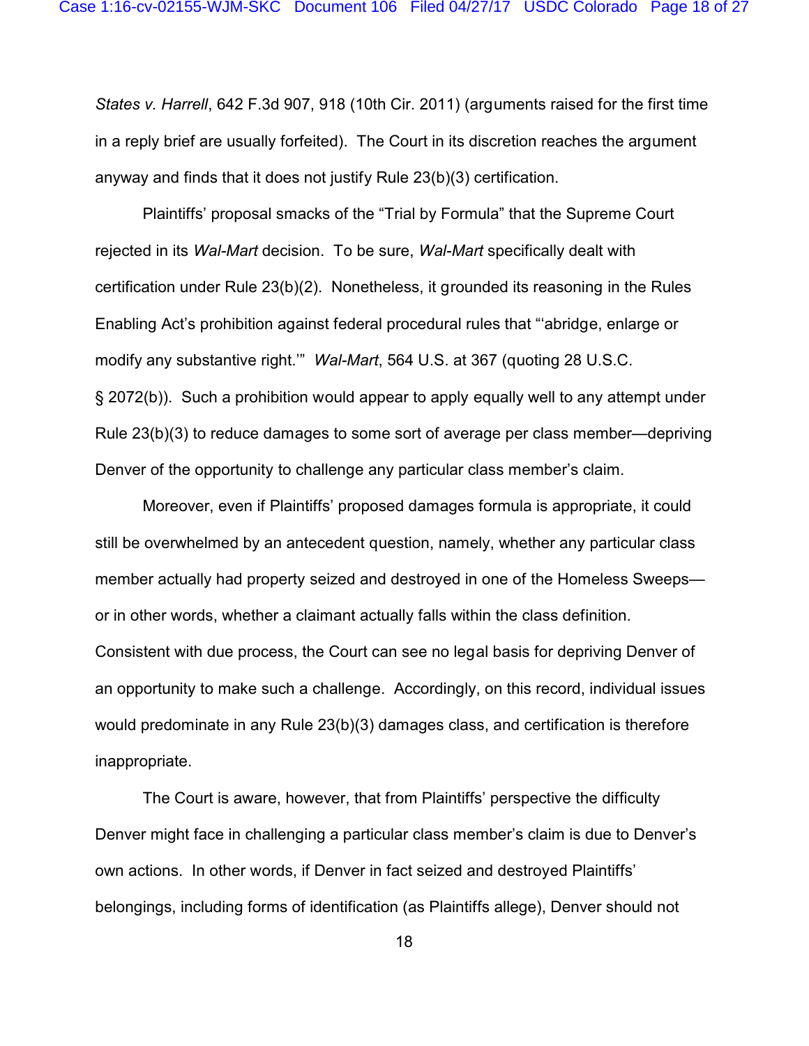*States v. Harrell*, 642 F.3d 907, 918 (10th Cir. 2011) (arguments raised for the first time in a reply brief are usually forfeited). The Court in its discretion reaches the argument anyway and finds that it does not justify Rule 23(b)(3) certification.

Plaintiffs' proposal smacks of the "Trial by Formula" that the Supreme Court rejected in its *Wal-Mart* decision. To be sure, *Wal-Mart* specifically dealt with certification under Rule 23(b)(2). Nonetheless, it grounded its reasoning in the Rules Enabling Act's prohibition against federal procedural rules that "'abridge, enlarge or modify any substantive right.'" *Wal-Mart*, 564 U.S. at 367 (quoting 28 U.S.C. § 2072(b)). Such a prohibition would appear to apply equally well to any attempt under Rule 23(b)(3) to reduce damages to some sort of average per class member—depriving Denver of the opportunity to challenge any particular class member's claim.

Moreover, even if Plaintiffs' proposed damages formula is appropriate, it could still be overwhelmed by an antecedent question, namely, whether any particular class member actually had property seized and destroyed in one of the Homeless Sweeps—or in other words, whether a claimant actually falls within the class definition. Consistent with due process, the Court can see no legal basis for depriving Denver of an opportunity to make such a challenge. Accordingly, on this record, individual issues would predominate in any Rule 23(b)(3) damages class, and certification is therefore inappropriate.

The Court is aware, however, that from Plaintiffs' perspective the difficulty Denver might face in challenging a particular class member's claim is due to Denver's own actions. In other words, if Denver in fact seized and destroyed Plaintiffs' belongings, including forms of identification (as Plaintiffs allege), Denver should not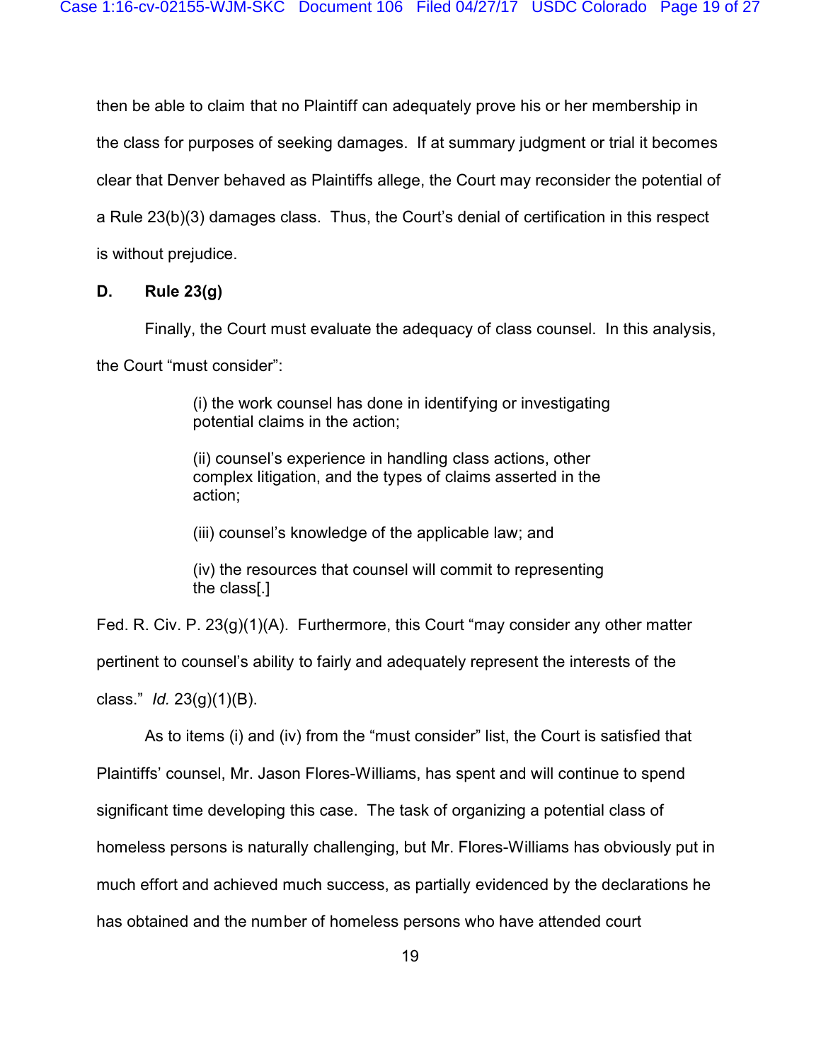then be able to claim that no Plaintiff can adequately prove his or her membership in the class for purposes of seeking damages. If at summary judgment or trial it becomes clear that Denver behaved as Plaintiffs allege, the Court may reconsider the potential of a Rule 23(b)(3) damages class. Thus, the Court's denial of certification in this respect is without prejudice.

**D. Rule 23(g)**

Finally, the Court must evaluate the adequacy of class counsel. In this analysis, the Court "must consider":

> (i) the work counsel has done in identifying or investigating potential claims in the action;
>
> (ii) counsel's experience in handling class actions, other complex litigation, and the types of claims asserted in the action;
>
> (iii) counsel's knowledge of the applicable law; and
>
> (iv) the resources that counsel will commit to representing the class[.]

Fed. R. Civ. P. 23(g)(1)(A). Furthermore, this Court "may consider any other matter pertinent to counsel's ability to fairly and adequately represent the interests of the class." *Id.* 23(g)(1)(B).

As to items (i) and (iv) from the "must consider" list, the Court is satisfied that Plaintiffs' counsel, Mr. Jason Flores-Williams, has spent and will continue to spend significant time developing this case. The task of organizing a potential class of homeless persons is naturally challenging, but Mr. Flores-Williams has obviously put in much effort and achieved much success, as partially evidenced by the declarations he has obtained and the number of homeless persons who have attended court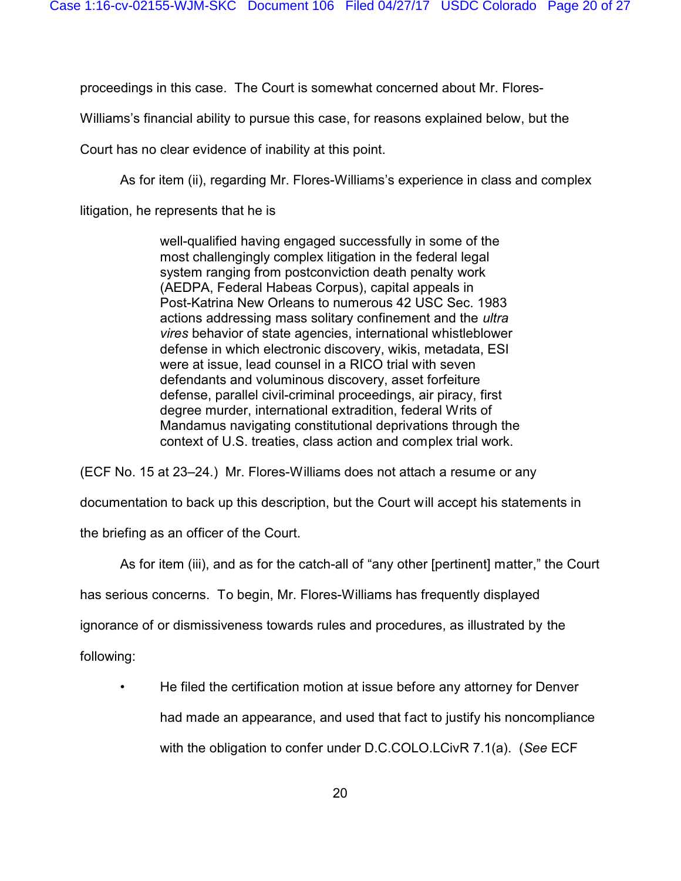proceedings in this case. The Court is somewhat concerned about Mr. Flores-Williams's financial ability to pursue this case, for reasons explained below, but the Court has no clear evidence of inability at this point.

As for item (ii), regarding Mr. Flores-Williams's experience in class and complex litigation, he represents that he is

> well-qualified having engaged successfully in some of the most challengingly complex litigation in the federal legal system ranging from postconviction death penalty work (AEDPA, Federal Habeas Corpus), capital appeals in Post-Katrina New Orleans to numerous 42 USC Sec. 1983 actions addressing mass solitary confinement and the *ultra vires* behavior of state agencies, international whistleblower defense in which electronic discovery, wikis, metadata, ESI were at issue, lead counsel in a RICO trial with seven defendants and voluminous discovery, asset forfeiture defense, parallel civil-criminal proceedings, air piracy, first degree murder, international extradition, federal Writs of Mandamus navigating constitutional deprivations through the context of U.S. treaties, class action and complex trial work.

(ECF No. 15 at 23–24.) Mr. Flores-Williams does not attach a resume or any documentation to back up this description, but the Court will accept his statements in the briefing as an officer of the Court.

As for item (iii), and as for the catch-all of "any other [pertinent] matter," the Court has serious concerns. To begin, Mr. Flores-Williams has frequently displayed ignorance of or dismissiveness towards rules and procedures, as illustrated by the following:

- He filed the certification motion at issue before any attorney for Denver had made an appearance, and used that fact to justify his noncompliance with the obligation to confer under D.C.COLO.LCivR 7.1(a). (*See* ECF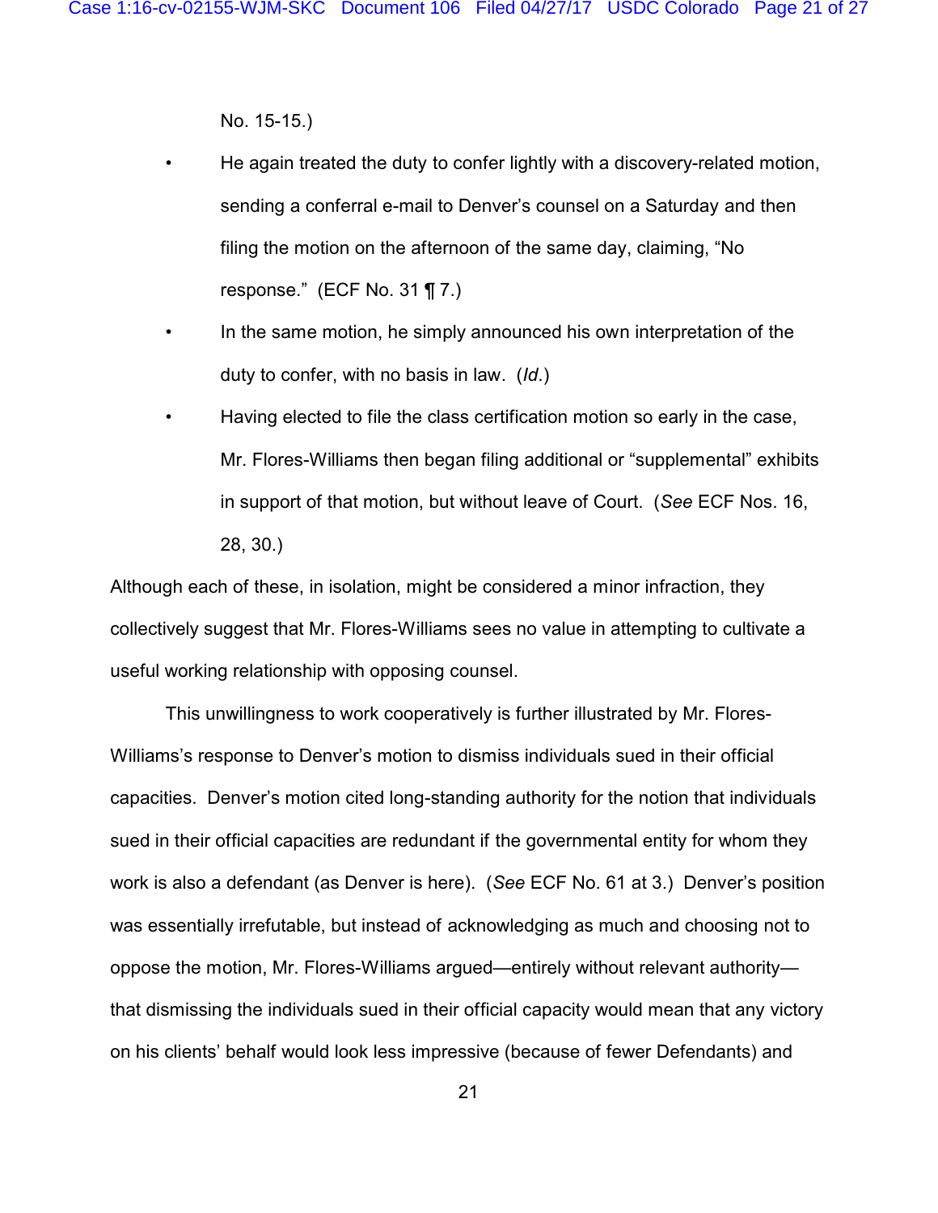No. 15-15.)

- He again treated the duty to confer lightly with a discovery-related motion, sending a conferral e-mail to Denver's counsel on a Saturday and then filing the motion on the afternoon of the same day, claiming, "No response." (ECF No. 31 ¶ 7.)
- In the same motion, he simply announced his own interpretation of the duty to confer, with no basis in law. (*Id*.)
- Having elected to file the class certification motion so early in the case, Mr. Flores-Williams then began filing additional or "supplemental" exhibits in support of that motion, but without leave of Court. (*See* ECF Nos. 16, 28, 30.)

Although each of these, in isolation, might be considered a minor infraction, they collectively suggest that Mr. Flores-Williams sees no value in attempting to cultivate a useful working relationship with opposing counsel.

This unwillingness to work cooperatively is further illustrated by Mr. Flores-Williams's response to Denver's motion to dismiss individuals sued in their official capacities. Denver's motion cited long-standing authority for the notion that individuals sued in their official capacities are redundant if the governmental entity for whom they work is also a defendant (as Denver is here). (*See* ECF No. 61 at 3.) Denver's position was essentially irrefutable, but instead of acknowledging as much and choosing not to oppose the motion, Mr. Flores-Williams argued—entirely without relevant authority—that dismissing the individuals sued in their official capacity would mean that any victory on his clients' behalf would look less impressive (because of fewer Defendants) and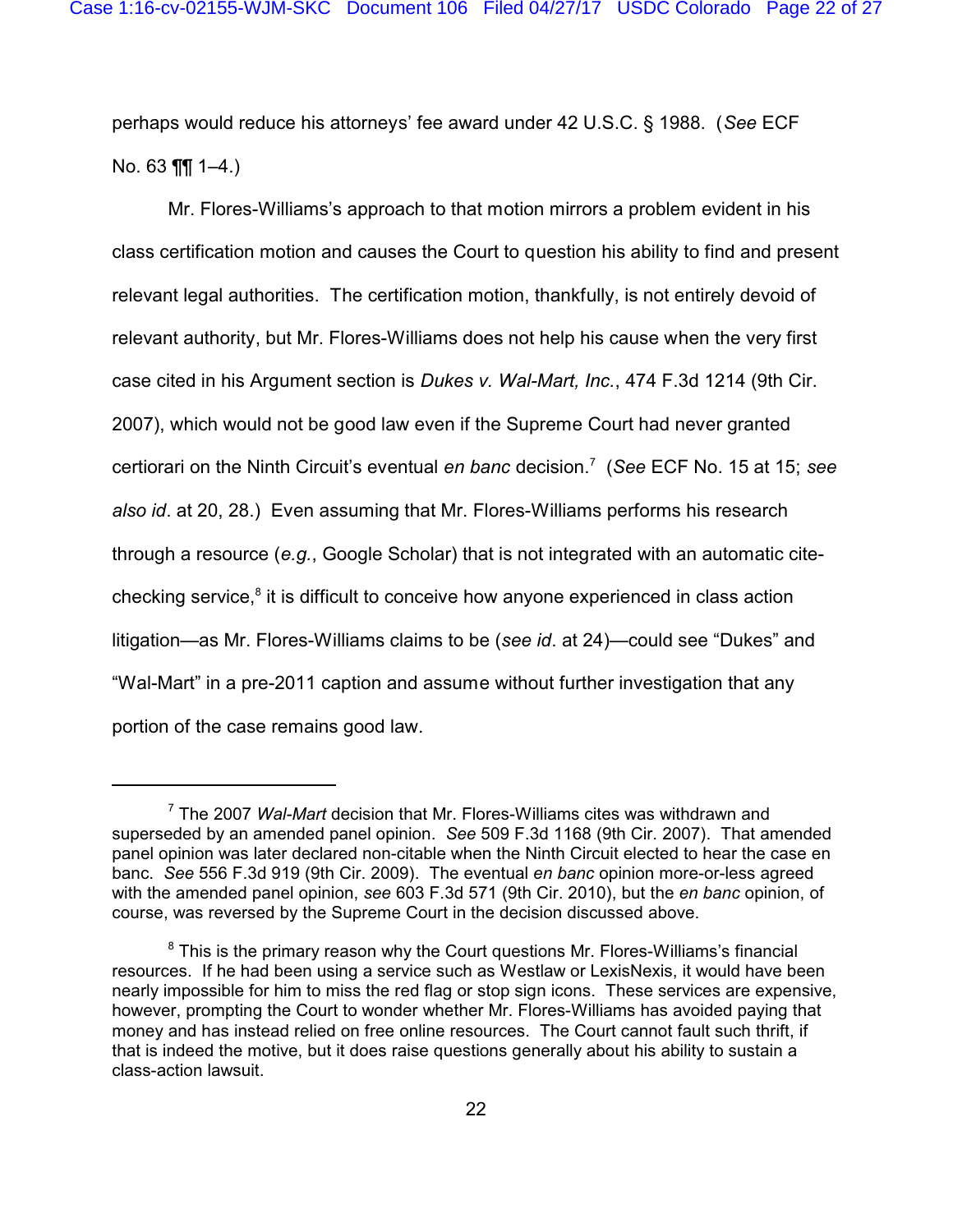perhaps would reduce his attorneys' fee award under 42 U.S.C. § 1988. (*See* ECF No. 63 ¶¶ 1–4.)

Mr. Flores-Williams's approach to that motion mirrors a problem evident in his class certification motion and causes the Court to question his ability to find and present relevant legal authorities. The certification motion, thankfully, is not entirely devoid of relevant authority, but Mr. Flores-Williams does not help his cause when the very first case cited in his Argument section is *Dukes v. Wal-Mart, Inc.*, 474 F.3d 1214 (9th Cir. 2007), which would not be good law even if the Supreme Court had never granted certiorari on the Ninth Circuit's eventual *en banc* decision.[7] (*See* ECF No. 15 at 15; *see also id*. at 20, 28.) Even assuming that Mr. Flores-Williams performs his research through a resource (*e.g.*, Google Scholar) that is not integrated with an automatic cite-checking service,[8] it is difficult to conceive how anyone experienced in class action litigation—as Mr. Flores-Williams claims to be (*see id*. at 24)—could see "Dukes" and "Wal-Mart" in a pre-2011 caption and assume without further investigation that any portion of the case remains good law.

---

[7] The 2007 *Wal-Mart* decision that Mr. Flores-Williams cites was withdrawn and superseded by an amended panel opinion. *See* 509 F.3d 1168 (9th Cir. 2007). That amended panel opinion was later declared non-citable when the Ninth Circuit elected to hear the case en banc. *See* 556 F.3d 919 (9th Cir. 2009). The eventual *en banc* opinion more-or-less agreed with the amended panel opinion, *see* 603 F.3d 571 (9th Cir. 2010), but the *en banc* opinion, of course, was reversed by the Supreme Court in the decision discussed above.

[8] This is the primary reason why the Court questions Mr. Flores-Williams's financial resources. If he had been using a service such as Westlaw or LexisNexis, it would have been nearly impossible for him to miss the red flag or stop sign icons. These services are expensive, however, prompting the Court to wonder whether Mr. Flores-Williams has avoided paying that money and has instead relied on free online resources. The Court cannot fault such thrift, if that is indeed the motive, but it does raise questions generally about his ability to sustain a class-action lawsuit.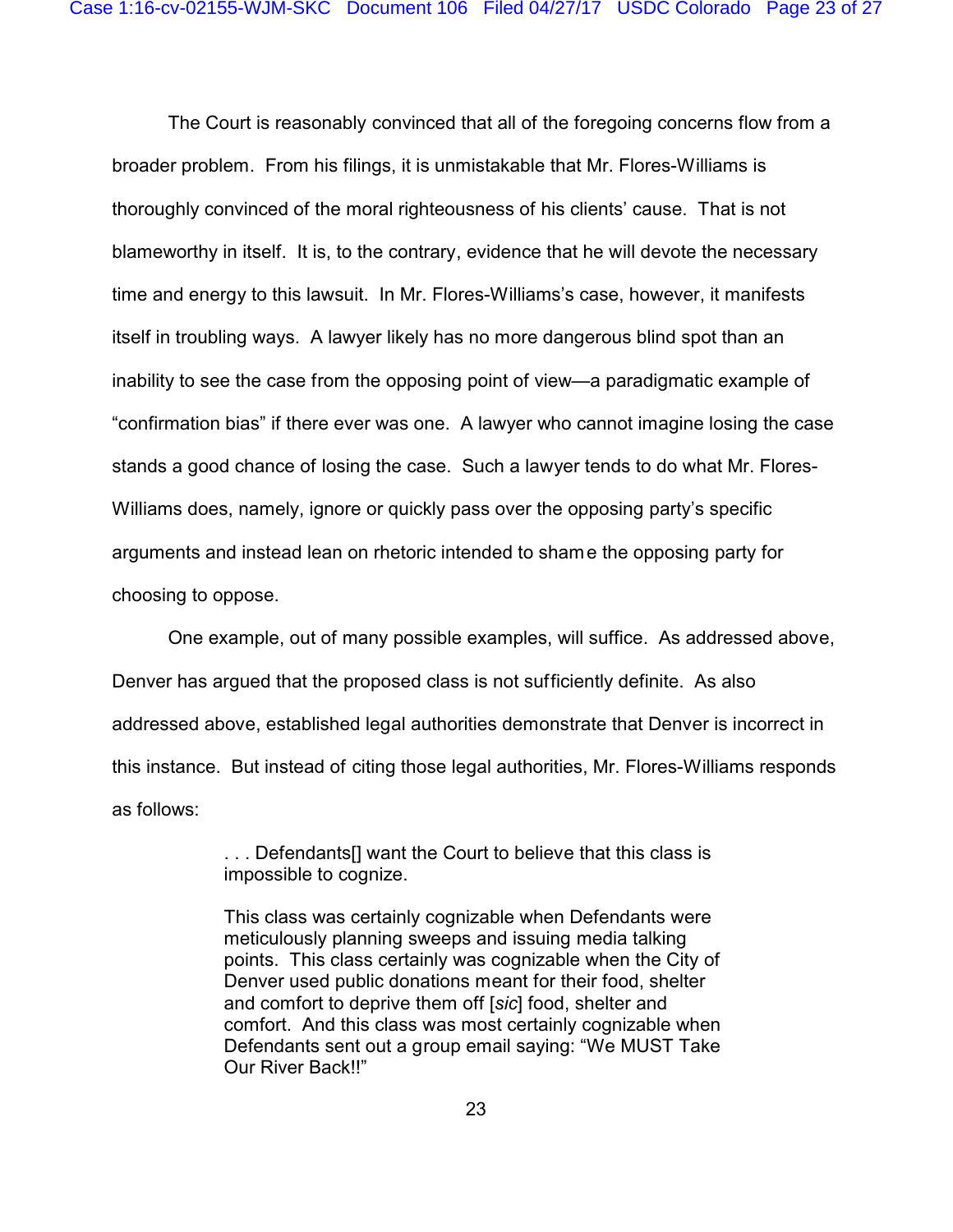The Court is reasonably convinced that all of the foregoing concerns flow from a broader problem. From his filings, it is unmistakable that Mr. Flores-Williams is thoroughly convinced of the moral righteousness of his clients' cause. That is not blameworthy in itself. It is, to the contrary, evidence that he will devote the necessary time and energy to this lawsuit. In Mr. Flores-Williams's case, however, it manifests itself in troubling ways. A lawyer likely has no more dangerous blind spot than an inability to see the case from the opposing point of view—a paradigmatic example of "confirmation bias" if there ever was one. A lawyer who cannot imagine losing the case stands a good chance of losing the case. Such a lawyer tends to do what Mr. Flores-Williams does, namely, ignore or quickly pass over the opposing party's specific arguments and instead lean on rhetoric intended to shame the opposing party for choosing to oppose.

One example, out of many possible examples, will suffice. As addressed above, Denver has argued that the proposed class is not sufficiently definite. As also addressed above, established legal authorities demonstrate that Denver is incorrect in this instance. But instead of citing those legal authorities, Mr. Flores-Williams responds as follows:

> . . . Defendants[] want the Court to believe that this class is impossible to cognize.
>
> This class was certainly cognizable when Defendants were meticulously planning sweeps and issuing media talking points. This class certainly was cognizable when the City of Denver used public donations meant for their food, shelter and comfort to deprive them off [*sic*] food, shelter and comfort. And this class was most certainly cognizable when Defendants sent out a group email saying: "We MUST Take Our River Back!!"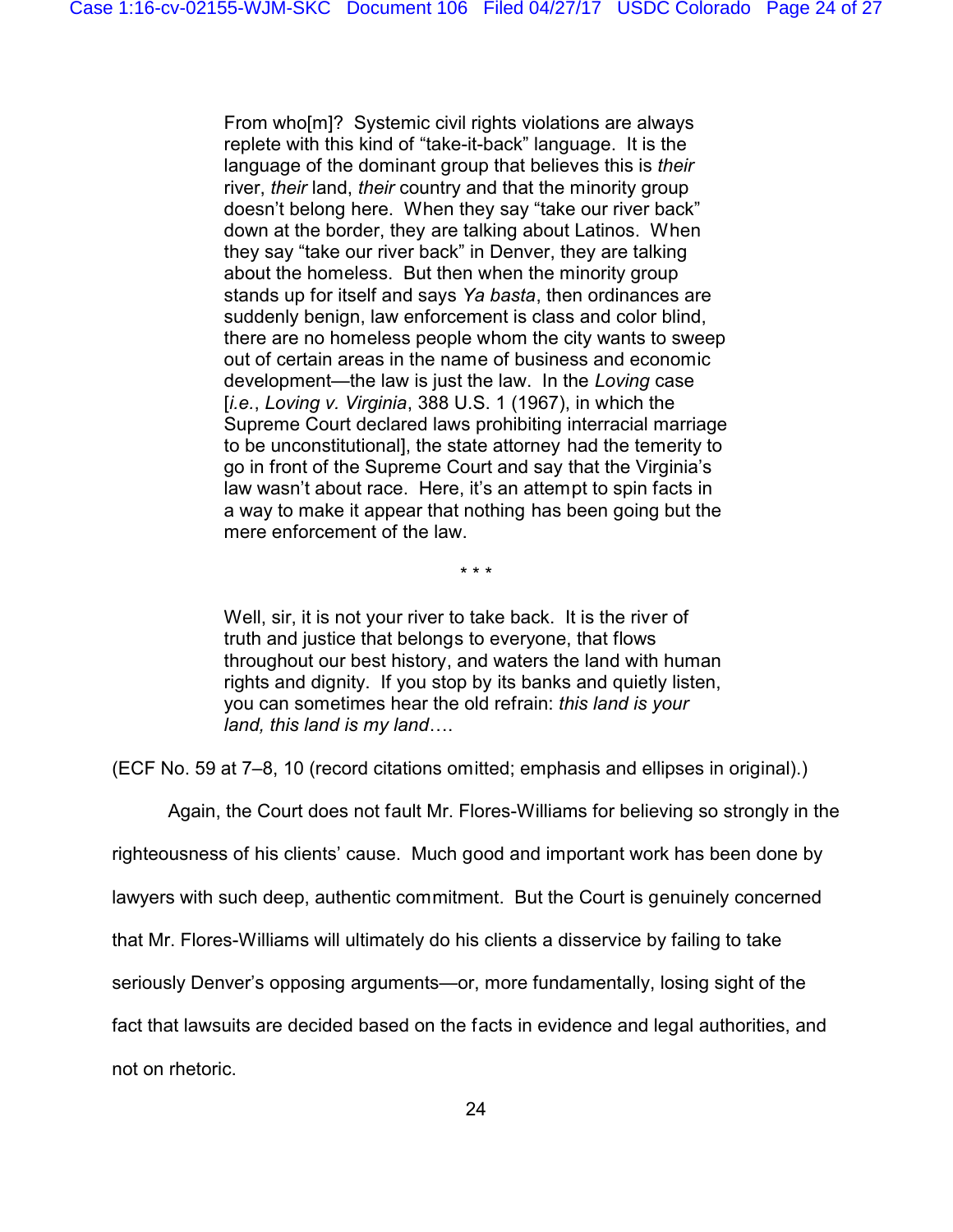> From who[m]? Systemic civil rights violations are always replete with this kind of "take-it-back" language. It is the language of the dominant group that believes this is *their* river, *their* land, *their* country and that the minority group doesn't belong here. When they say "take our river back" down at the border, they are talking about Latinos. When they say "take our river back" in Denver, they are talking about the homeless. But then when the minority group stands up for itself and says *Ya basta*, then ordinances are suddenly benign, law enforcement is class and color blind, there are no homeless people whom the city wants to sweep out of certain areas in the name of business and economic development—the law is just the law. In the *Loving* case [*i.e.*, *Loving v. Virginia*, 388 U.S. 1 (1967), in which the Supreme Court declared laws prohibiting interracial marriage to be unconstitutional], the state attorney had the temerity to go in front of the Supreme Court and say that the Virginia's law wasn't about race. Here, it's an attempt to spin facts in a way to make it appear that nothing has been going but the mere enforcement of the law.
>
> \* \* \*
>
> Well, sir, it is not your river to take back. It is the river of truth and justice that belongs to everyone, that flows throughout our best history, and waters the land with human rights and dignity. If you stop by its banks and quietly listen, you can sometimes hear the old refrain: *this land is your land, this land is my land*….

(ECF No. 59 at 7–8, 10 (record citations omitted; emphasis and ellipses in original).)

Again, the Court does not fault Mr. Flores-Williams for believing so strongly in the righteousness of his clients' cause. Much good and important work has been done by lawyers with such deep, authentic commitment. But the Court is genuinely concerned that Mr. Flores-Williams will ultimately do his clients a disservice by failing to take seriously Denver's opposing arguments—or, more fundamentally, losing sight of the fact that lawsuits are decided based on the facts in evidence and legal authorities, and not on rhetoric.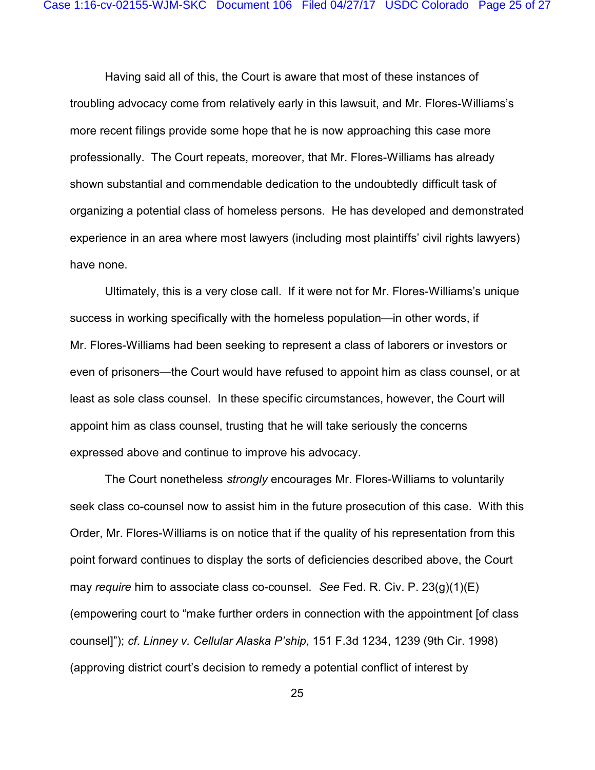Having said all of this, the Court is aware that most of these instances of troubling advocacy come from relatively early in this lawsuit, and Mr. Flores-Williams's more recent filings provide some hope that he is now approaching this case more professionally. The Court repeats, moreover, that Mr. Flores-Williams has already shown substantial and commendable dedication to the undoubtedly difficult task of organizing a potential class of homeless persons. He has developed and demonstrated experience in an area where most lawyers (including most plaintiffs' civil rights lawyers) have none.

Ultimately, this is a very close call. If it were not for Mr. Flores-Williams's unique success in working specifically with the homeless population—in other words, if Mr. Flores-Williams had been seeking to represent a class of laborers or investors or even of prisoners—the Court would have refused to appoint him as class counsel, or at least as sole class counsel. In these specific circumstances, however, the Court will appoint him as class counsel, trusting that he will take seriously the concerns expressed above and continue to improve his advocacy.

The Court nonetheless *strongly* encourages Mr. Flores-Williams to voluntarily seek class co-counsel now to assist him in the future prosecution of this case. With this Order, Mr. Flores-Williams is on notice that if the quality of his representation from this point forward continues to display the sorts of deficiencies described above, the Court may *require* him to associate class co-counsel. *See* Fed. R. Civ. P. 23(g)(1)(E) (empowering court to "make further orders in connection with the appointment [of class counsel]"); *cf. Linney v. Cellular Alaska P'ship*, 151 F.3d 1234, 1239 (9th Cir. 1998) (approving district court's decision to remedy a potential conflict of interest by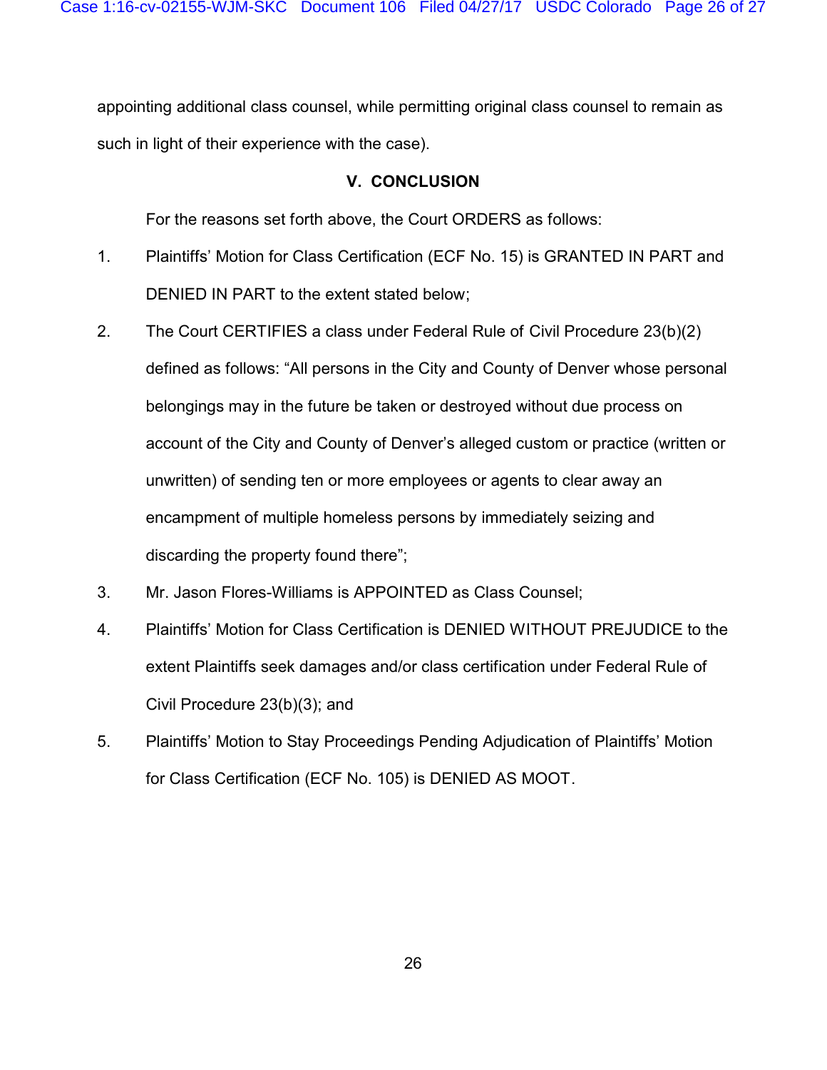appointing additional class counsel, while permitting original class counsel to remain as such in light of their experience with the case).

## V. CONCLUSION

For the reasons set forth above, the Court ORDERS as follows:

1. Plaintiffs' Motion for Class Certification (ECF No. 15) is GRANTED IN PART and DENIED IN PART to the extent stated below;
2. The Court CERTIFIES a class under Federal Rule of Civil Procedure 23(b)(2) defined as follows: "All persons in the City and County of Denver whose personal belongings may in the future be taken or destroyed without due process on account of the City and County of Denver's alleged custom or practice (written or unwritten) of sending ten or more employees or agents to clear away an encampment of multiple homeless persons by immediately seizing and discarding the property found there";
3. Mr. Jason Flores-Williams is APPOINTED as Class Counsel;
4. Plaintiffs' Motion for Class Certification is DENIED WITHOUT PREJUDICE to the extent Plaintiffs seek damages and/or class certification under Federal Rule of Civil Procedure 23(b)(3); and
5. Plaintiffs' Motion to Stay Proceedings Pending Adjudication of Plaintiffs' Motion for Class Certification (ECF No. 105) is DENIED AS MOOT.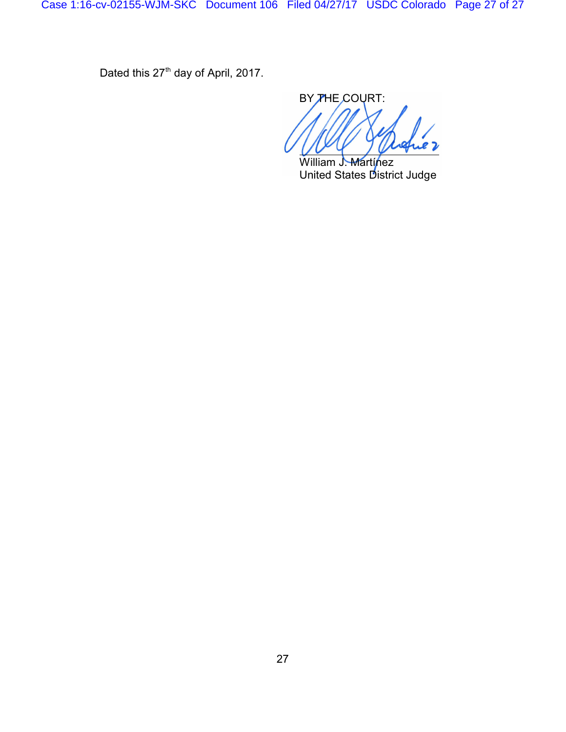Dated this 27th day of April, 2017.

BY THE COURT:

William J. Martínez
United States District Judge